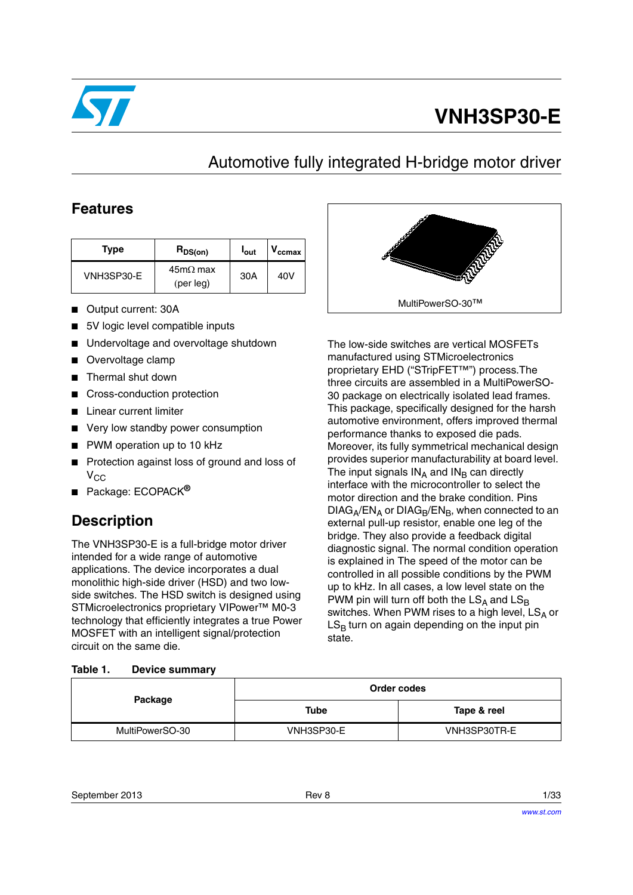# VNH3SP30-E

## Automotive fully integrated H-bridge motor driver

## Features

| Type | $R_{DS(on)}$ | $I_{out}$ | $V_{ccmax}$ |
|---|---|---|---|
| VNH3SP30-E | 45mΩ max (per leg) | 30A | 40V |

- Output current: 30A
- 5V logic level compatible inputs
- Undervoltage and overvoltage shutdown
- Overvoltage clamp
- Thermal shut down
- Cross-conduction protection
- Linear current limiter
- Very low standby power consumption
- PWM operation up to 10 kHz
- Protection against loss of ground and loss of $V_{CC}$
- Package: ECOPACK®

MultiPowerSO-30™

## Description

The VNH3SP30-E is a full-bridge motor driver intended for a wide range of automotive applications. The device incorporates a dual monolithic high-side driver (HSD) and two low-side switches. The HSD switch is designed using STMicroelectronics proprietary VIPower™ M0-3 technology that efficiently integrates a true Power MOSFET with an intelligent signal/protection circuit on the same die.

The low-side switches are vertical MOSFETs manufactured using STMicroelectronics proprietary EHD ("STripFET™") process.The three circuits are assembled in a MultiPowerSO-30 package on electrically isolated lead frames. This package, specifically designed for the harsh automotive environment, offers improved thermal performance thanks to exposed die pads. Moreover, its fully symmetrical mechanical design provides superior manufacturability at board level. The input signals $IN_A$ and $IN_B$ can directly interface with the microcontroller to select the motor direction and the brake condition. Pins $DIAG_A/EN_A$ or $DIAG_B/EN_B$, when connected to an external pull-up resistor, enable one leg of the bridge. They also provide a feedback digital diagnostic signal. The normal condition operation is explained in The speed of the motor can be controlled in all possible conditions by the PWM up to kHz. In all cases, a low level state on the PWM pin will turn off both the $LS_A$ and $LS_B$ switches. When PWM rises to a high level, $LS_A$ or $LS_B$ turn on again depending on the input pin state.

**Table 1. Device summary**

| Package | Order codes | |
|---|---|---|
| | Tube | Tape & reel |
| MultiPowerSO-30 | VNH3SP30-E | VNH3SP30TR-E |

September 2013 Rev 8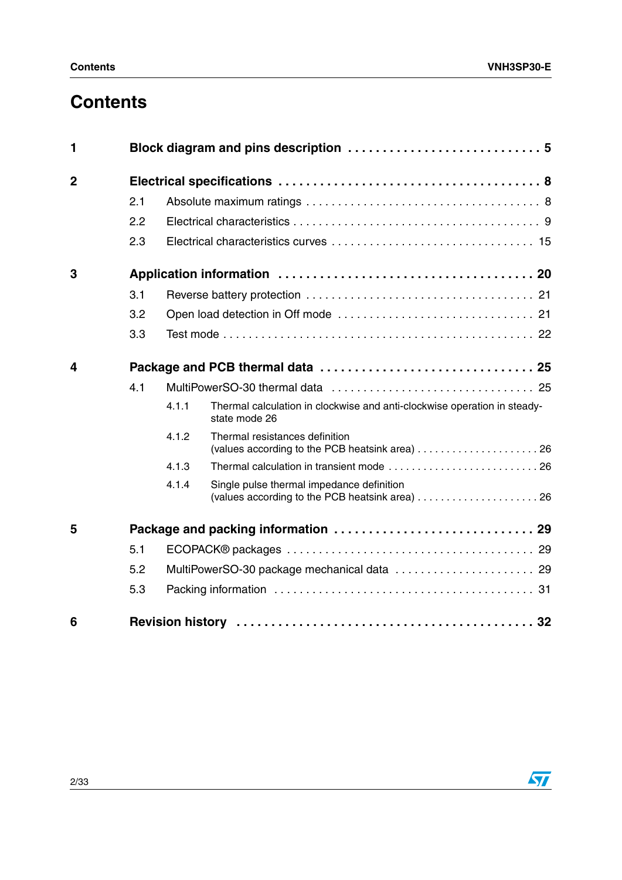# Contents

**1 Block diagram and pins description . . . . . . . . . . . . . . . . . . . . . . . . . . . . 5**

**2 Electrical specifications . . . . . . . . . . . . . . . . . . . . . . . . . . . . . . . . . . . . . 8**

- 2.1 Absolute maximum ratings . . . . . . . . . . . . . . . . . . . . . . . . . . . . . . . . . . . 8
- 2.2 Electrical characteristics . . . . . . . . . . . . . . . . . . . . . . . . . . . . . . . . . . . . . 9
- 2.3 Electrical characteristics curves . . . . . . . . . . . . . . . . . . . . . . . . . . . . . . . 15

**3 Application information . . . . . . . . . . . . . . . . . . . . . . . . . . . . . . . . . . . . 20**

- 3.1 Reverse battery protection . . . . . . . . . . . . . . . . . . . . . . . . . . . . . . . . . . . 21
- 3.2 Open load detection in Off mode . . . . . . . . . . . . . . . . . . . . . . . . . . . . . . 21
- 3.3 Test mode . . . . . . . . . . . . . . . . . . . . . . . . . . . . . . . . . . . . . . . . . . . . . . . 22

**4 Package and PCB thermal data . . . . . . . . . . . . . . . . . . . . . . . . . . . . . . 25**

- 4.1 MultiPowerSO-30 thermal data . . . . . . . . . . . . . . . . . . . . . . . . . . . . . . . 25
  - 4.1.1 Thermal calculation in clockwise and anti-clockwise operation in steady-state mode 26
  - 4.1.2 Thermal resistances definition (values according to the PCB heatsink area) . . . . . . . . . . . . . . . . . . . . . 26
  - 4.1.3 Thermal calculation in transient mode . . . . . . . . . . . . . . . . . . . . . . . . . 26
  - 4.1.4 Single pulse thermal impedance definition (values according to the PCB heatsink area) . . . . . . . . . . . . . . . . . . . . . 26

**5 Package and packing information . . . . . . . . . . . . . . . . . . . . . . . . . . . . 29**

- 5.1 ECOPACK® packages . . . . . . . . . . . . . . . . . . . . . . . . . . . . . . . . . . . . . . 29
- 5.2 MultiPowerSO-30 package mechanical data . . . . . . . . . . . . . . . . . . . . . . 29
- 5.3 Packing information . . . . . . . . . . . . . . . . . . . . . . . . . . . . . . . . . . . . . . . 31

**6 Revision history . . . . . . . . . . . . . . . . . . . . . . . . . . . . . . . . . . . . . . . . . . 32**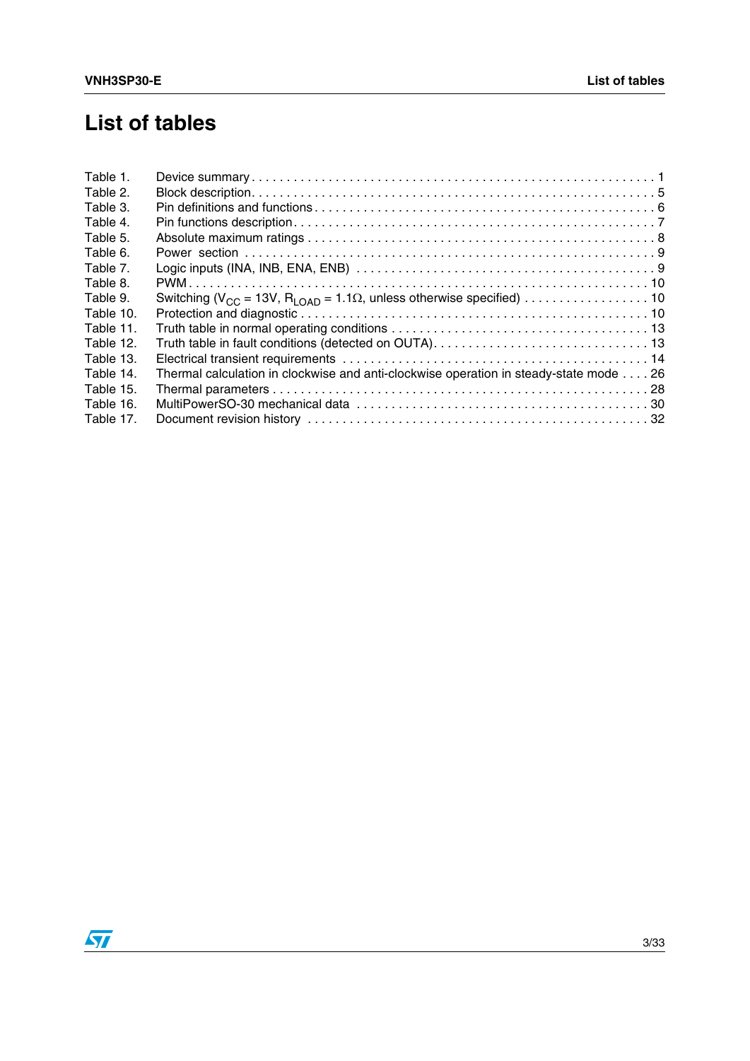# List of tables

Table 1. Device summary . . . . . . . . . . . . . . . . . . . . . . . . . . . . . . . . . . . . . . . . . . . . . . . . . . . . . . . . . . 1
Table 2. Block description. . . . . . . . . . . . . . . . . . . . . . . . . . . . . . . . . . . . . . . . . . . . . . . . . . . . . . . . . . 5
Table 3. Pin definitions and functions . . . . . . . . . . . . . . . . . . . . . . . . . . . . . . . . . . . . . . . . . . . . . . . . . 6
Table 4. Pin functions description. . . . . . . . . . . . . . . . . . . . . . . . . . . . . . . . . . . . . . . . . . . . . . . . . . . . . 7
Table 5. Absolute maximum ratings . . . . . . . . . . . . . . . . . . . . . . . . . . . . . . . . . . . . . . . . . . . . . . . . . . . . 8
Table 6. Power section . . . . . . . . . . . . . . . . . . . . . . . . . . . . . . . . . . . . . . . . . . . . . . . . . . . . . . . . . . . . . 9
Table 7. Logic inputs (INA, INB, ENA, ENB) . . . . . . . . . . . . . . . . . . . . . . . . . . . . . . . . . . . . . . . . . . . . 9
Table 8. PWM . . . . . . . . . . . . . . . . . . . . . . . . . . . . . . . . . . . . . . . . . . . . . . . . . . . . . . . . . . . . . . . . . . . 10
Table 9. Switching ($V_{CC}$ = 13V, $R_{LOAD}$ = 1.1Ω, unless otherwise specified) . . . . . . . . . . . . . . . . . . 10
Table 10. Protection and diagnostic . . . . . . . . . . . . . . . . . . . . . . . . . . . . . . . . . . . . . . . . . . . . . . . . . . . . 10
Table 11. Truth table in normal operating conditions . . . . . . . . . . . . . . . . . . . . . . . . . . . . . . . . . . . . . . 13
Table 12. Truth table in fault conditions (detected on OUTA). . . . . . . . . . . . . . . . . . . . . . . . . . . . . . . . 13
Table 13. Electrical transient requirements . . . . . . . . . . . . . . . . . . . . . . . . . . . . . . . . . . . . . . . . . . . . . 14
Table 14. Thermal calculation in clockwise and anti-clockwise operation in steady-state mode . . . . 26
Table 15. Thermal parameters . . . . . . . . . . . . . . . . . . . . . . . . . . . . . . . . . . . . . . . . . . . . . . . . . . . . . . . . 28
Table 16. MultiPowerSO-30 mechanical data . . . . . . . . . . . . . . . . . . . . . . . . . . . . . . . . . . . . . . . . . . . 30
Table 17. Document revision history . . . . . . . . . . . . . . . . . . . . . . . . . . . . . . . . . . . . . . . . . . . . . . . . . . 32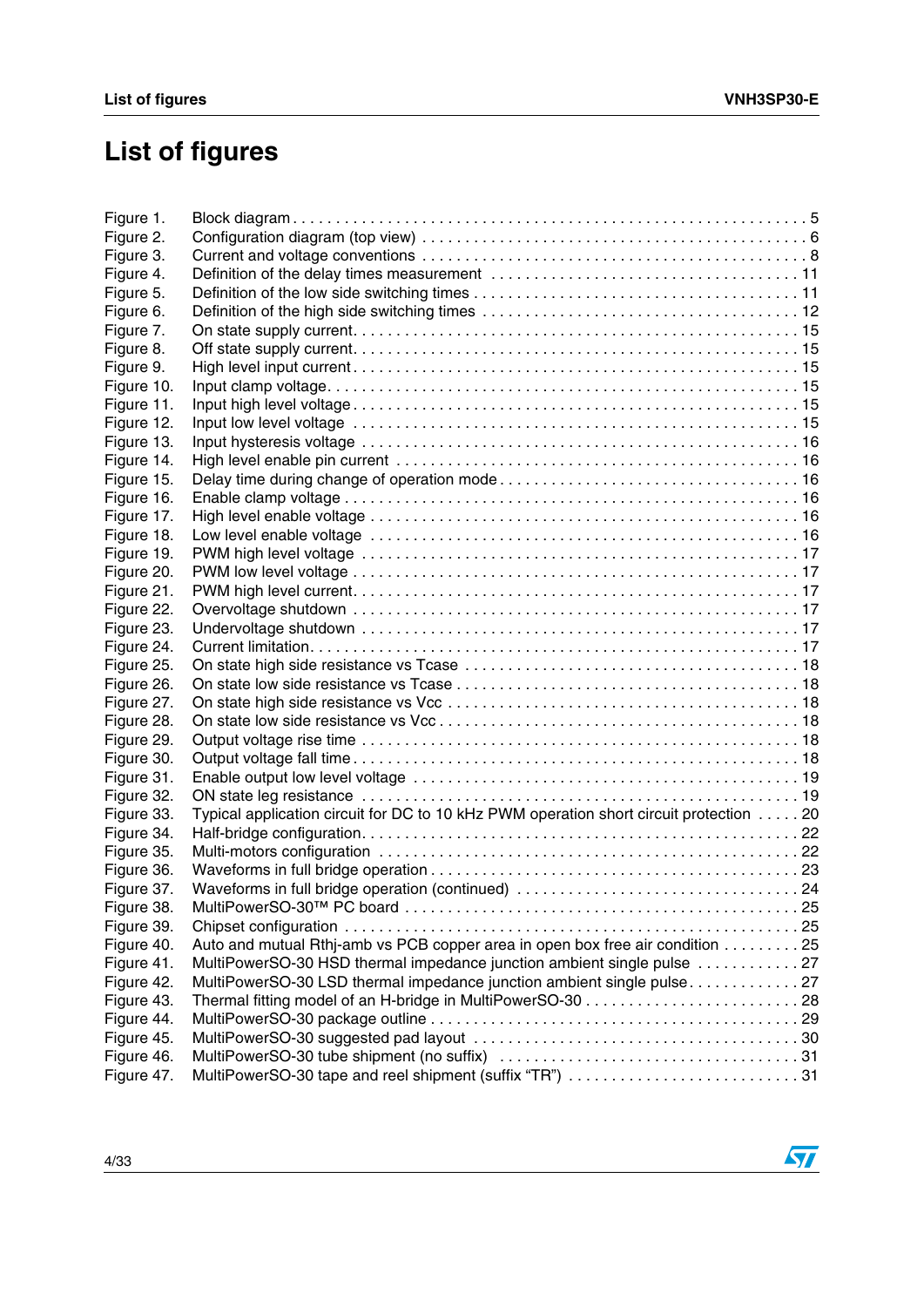# List of figures

| | | |
|---|---|---|
| Figure 1. | Block diagram | 5 |
| Figure 2. | Configuration diagram (top view) | 6 |
| Figure 3. | Current and voltage conventions | 8 |
| Figure 4. | Definition of the delay times measurement | 11 |
| Figure 5. | Definition of the low side switching times | 11 |
| Figure 6. | Definition of the high side switching times | 12 |
| Figure 7. | On state supply current | 15 |
| Figure 8. | Off state supply current | 15 |
| Figure 9. | High level input current | 15 |
| Figure 10. | Input clamp voltage | 15 |
| Figure 11. | Input high level voltage | 15 |
| Figure 12. | Input low level voltage | 15 |
| Figure 13. | Input hysteresis voltage | 16 |
| Figure 14. | High level enable pin current | 16 |
| Figure 15. | Delay time during change of operation mode | 16 |
| Figure 16. | Enable clamp voltage | 16 |
| Figure 17. | High level enable voltage | 16 |
| Figure 18. | Low level enable voltage | 16 |
| Figure 19. | PWM high level voltage | 17 |
| Figure 20. | PWM low level voltage | 17 |
| Figure 21. | PWM high level current | 17 |
| Figure 22. | Overvoltage shutdown | 17 |
| Figure 23. | Undervoltage shutdown | 17 |
| Figure 24. | Current limitation | 17 |
| Figure 25. | On state high side resistance vs Tcase | 18 |
| Figure 26. | On state low side resistance vs Tcase | 18 |
| Figure 27. | On state high side resistance vs Vcc | 18 |
| Figure 28. | On state low side resistance vs Vcc | 18 |
| Figure 29. | Output voltage rise time | 18 |
| Figure 30. | Output voltage fall time | 18 |
| Figure 31. | Enable output low level voltage | 19 |
| Figure 32. | ON state leg resistance | 19 |
| Figure 33. | Typical application circuit for DC to 10 kHz PWM operation short circuit protection | 20 |
| Figure 34. | Half-bridge configuration | 22 |
| Figure 35. | Multi-motors configuration | 22 |
| Figure 36. | Waveforms in full bridge operation | 23 |
| Figure 37. | Waveforms in full bridge operation (continued) | 24 |
| Figure 38. | MultiPowerSO-30™ PC board | 25 |
| Figure 39. | Chipset configuration | 25 |
| Figure 40. | Auto and mutual Rthj-amb vs PCB copper area in open box free air condition | 25 |
| Figure 41. | MultiPowerSO-30 HSD thermal impedance junction ambient single pulse | 27 |
| Figure 42. | MultiPowerSO-30 LSD thermal impedance junction ambient single pulse | 27 |
| Figure 43. | Thermal fitting model of an H-bridge in MultiPowerSO-30 | 28 |
| Figure 44. | MultiPowerSO-30 package outline | 29 |
| Figure 45. | MultiPowerSO-30 suggested pad layout | 30 |
| Figure 46. | MultiPowerSO-30 tube shipment (no suffix) | 31 |
| Figure 47. | MultiPowerSO-30 tape and reel shipment (suffix “TR”) | 31 |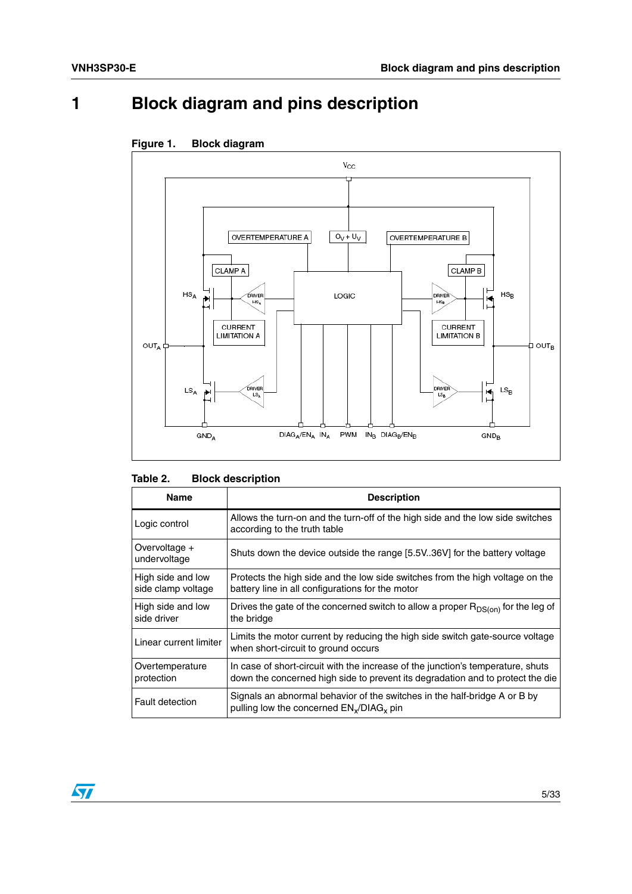# 1 Block diagram and pins description

**Figure 1. Block diagram**

**Table 2. Block description**

| Name | Description |
|---|---|
| Logic control | Allows the turn-on and the turn-off of the high side and the low side switches according to the truth table |
| Overvoltage + undervoltage | Shuts down the device outside the range [5.5V..36V] for the battery voltage |
| High side and low side clamp voltage | Protects the high side and the low side switches from the high voltage on the battery line in all configurations for the motor |
| High side and low side driver | Drives the gate of the concerned switch to allow a proper $R_{DS(on)}$ for the leg of the bridge |
| Linear current limiter | Limits the motor current by reducing the high side switch gate-source voltage when short-circuit to ground occurs |
| Overtemperature protection | In case of short-circuit with the increase of the junction's temperature, shuts down the concerned high side to prevent its degradation and to protect the die |
| Fault detection | Signals an abnormal behavior of the switches in the half-bridge A or B by pulling low the concerned $EN_x$/$DIAG_x$ pin |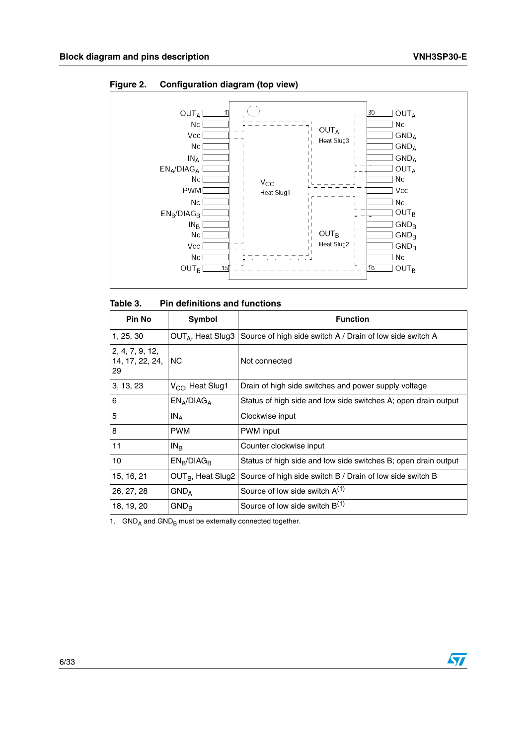**Figure 2. Configuration diagram (top view)**

| Pin | Symbol | | Pin | Symbol |
|---|---|---|---|---|
| 1 | $OUT_A$ | | 30 | $OUT_A$ |
| 2 | Nc | | 29 | Nc |
| 3 | Vcc | | 28 | $GND_A$ |
| 4 | Nc | | 27 | $GND_A$ |
| 5 | $IN_A$ | | 26 | $GND_A$ |
| 6 | $EN_A/DIAG_A$ | | 25 | $OUT_A$ |
| 7 | Nc | | 24 | Nc |
| 8 | PWM | | 23 | Vcc |
| 9 | Nc | | 22 | Nc |
| 10 | $EN_B/DIAG_B$ | | 21 | $OUT_B$ |
| 11 | $IN_B$ | | 20 | $GND_B$ |
| 12 | Nc | | 19 | $GND_B$ |
| 13 | Vcc | | 18 | $GND_B$ |
| 14 | Nc | | 17 | Nc |
| 15 | $OUT_B$ | | 16 | $OUT_B$ |

$V_{CC}$ Heat Slug1 — $OUT_A$ Heat Slug3 — $OUT_B$ Heat Slug2

**Table 3. Pin definitions and functions**

| Pin No | Symbol | Function |
|---|---|---|
| 1, 25, 30 | $OUT_A$, Heat Slug3 | Source of high side switch A / Drain of low side switch A |
| 2, 4, 7, 9, 12, 14, 17, 22, 24, 29 | NC | Not connected |
| 3, 13, 23 | $V_{CC}$, Heat Slug1 | Drain of high side switches and power supply voltage |
| 6 | $EN_A/DIAG_A$ | Status of high side and low side switches A; open drain output |
| 5 | $IN_A$ | Clockwise input |
| 8 | PWM | PWM input |
| 11 | $IN_B$ | Counter clockwise input |
| 10 | $EN_B/DIAG_B$ | Status of high side and low side switches B; open drain output |
| 15, 16, 21 | $OUT_B$, Heat Slug2 | Source of high side switch B / Drain of low side switch B |
| 26, 27, 28 | $GND_A$ | Source of low side switch A(1) |
| 18, 19, 20 | $GND_B$ | Source of low side switch B(1) |

1. $GND_A$ and $GND_B$ must be externally connected together.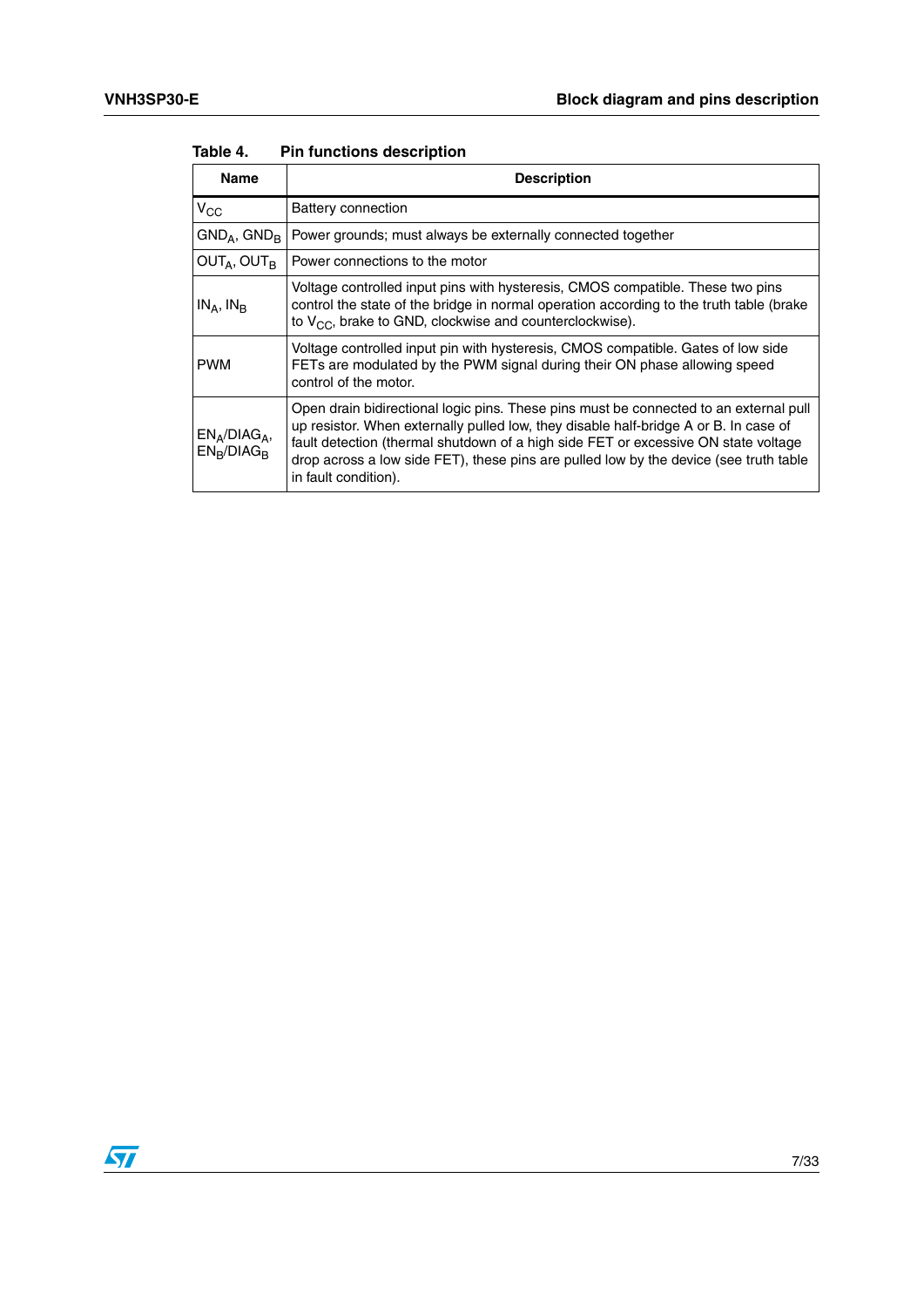Table 4. Pin functions description

| Name | Description |
|---|---|
| $V_{CC}$ | Battery connection |
| $GND_A$, $GND_B$ | Power grounds; must always be externally connected together |
| $OUT_A$, $OUT_B$ | Power connections to the motor |
| $IN_A$, $IN_B$ | Voltage controlled input pins with hysteresis, CMOS compatible. These two pins control the state of the bridge in normal operation according to the truth table (brake to $V_{CC}$, brake to GND, clockwise and counterclockwise). |
| PWM | Voltage controlled input pin with hysteresis, CMOS compatible. Gates of low side FETs are modulated by the PWM signal during their ON phase allowing speed control of the motor. |
| $EN_A/DIAG_A$, $EN_B/DIAG_B$ | Open drain bidirectional logic pins. These pins must be connected to an external pull up resistor. When externally pulled low, they disable half-bridge A or B. In case of fault detection (thermal shutdown of a high side FET or excessive ON state voltage drop across a low side FET), these pins are pulled low by the device (see truth table in fault condition). |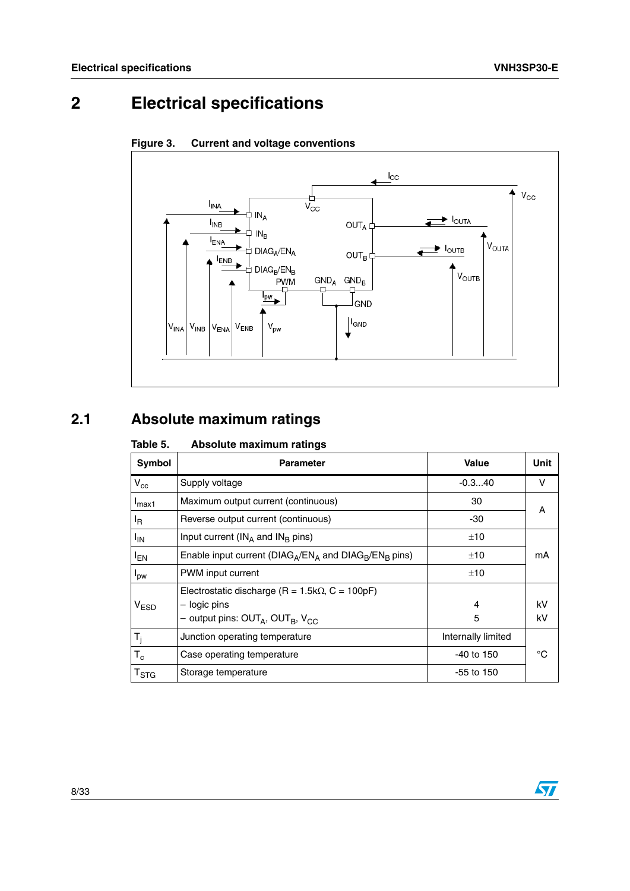# 2 Electrical specifications

Figure 3. Current and voltage conventions

## 2.1 Absolute maximum ratings

Table 5. Absolute maximum ratings

| Symbol | Parameter | Value | Unit |
|---|---|---|---|
| $V_{cc}$ | Supply voltage | -0.3...40 | V |
| $I_{max1}$ | Maximum output current (continuous) | 30 | A |
| $I_R$ | Reverse output current (continuous) | -30 | A |
| $I_{IN}$ | Input current ($IN_A$ and $IN_B$ pins) | ±10 | mA |
| $I_{EN}$ | Enable input current ($DIAG_A/EN_A$ and $DIAG_B/EN_B$ pins) | ±10 | mA |
| $I_{pw}$ | PWM input current | ±10 | mA |
| $V_{ESD}$ | Electrostatic discharge (R = 1.5kΩ, C = 100pF)<br>– logic pins<br>– output pins: $OUT_A$, $OUT_B$, $V_{CC}$ | <br>4<br>5 | <br>kV<br>kV |
| $T_j$ | Junction operating temperature | Internally limited | °C |
| $T_c$ | Case operating temperature | -40 to 150 | °C |
| $T_{STG}$ | Storage temperature | -55 to 150 | °C |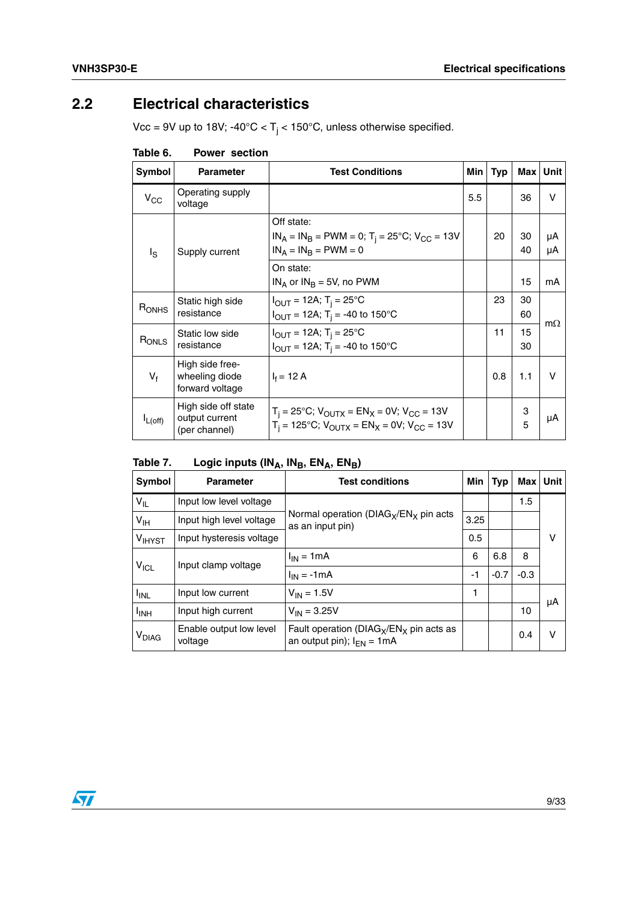## 2.2 Electrical characteristics

Vcc = 9V up to 18V; -40°C < $T_j$ < 150°C, unless otherwise specified.

**Table 6. Power section**

| Symbol | Parameter | Test Conditions | Min | Typ | Max | Unit |
|---|---|---|---|---|---|---|
| $V_{CC}$ | Operating supply voltage | | 5.5 | | 36 | V |
| $I_S$ | Supply current | Off state:<br>$IN_A = IN_B = PWM = 0$; $T_j = 25°C$; $V_{CC} = 13V$<br>$IN_A = IN_B = PWM = 0$ | | 20 | 30<br>40 | µA<br>µA |
| | | On state:<br>$IN_A$ or $IN_B = 5V$, no PWM | | | 15 | mA |
| $R_{ONHS}$ | Static high side resistance | $I_{OUT} = 12A$; $T_j = 25°C$<br>$I_{OUT} = 12A$; $T_j = -40$ to $150°C$ | | 23 | 30<br>60 | mΩ |
| $R_{ONLS}$ | Static low side resistance | $I_{OUT} = 12A$; $T_j = 25°C$<br>$I_{OUT} = 12A$; $T_j = -40$ to $150°C$ | | 11 | 15<br>30 | mΩ |
| $V_f$ | High side free-wheeling diode forward voltage | $I_f = 12$ A | | 0.8 | 1.1 | V |
| $I_{L(off)}$ | High side off state output current (per channel) | $T_j = 25°C$; $V_{OUTX} = EN_X = 0V$; $V_{CC} = 13V$<br>$T_j = 125°C$; $V_{OUTX} = EN_X = 0V$; $V_{CC} = 13V$ | | | 3<br>5 | µA |

**Table 7. Logic inputs ($IN_A$, $IN_B$, $EN_A$, $EN_B$)**

| Symbol | Parameter | Test conditions | Min | Typ | Max | Unit |
|---|---|---|---|---|---|---|
| $V_{IL}$ | Input low level voltage | Normal operation ($DIAG_X/EN_X$ pin acts as an input pin) | | | 1.5 | V |
| $V_{IH}$ | Input high level voltage | Normal operation ($DIAG_X/EN_X$ pin acts as an input pin) | 3.25 | | | V |
| $V_{IHYST}$ | Input hysteresis voltage | Normal operation ($DIAG_X/EN_X$ pin acts as an input pin) | 0.5 | | | V |
| $V_{ICL}$ | Input clamp voltage | $I_{IN} = 1mA$ | 6 | 6.8 | 8 | V |
| | | $I_{IN} = -1mA$ | -1 | -0.7 | -0.3 | V |
| $I_{INL}$ | Input low current | $V_{IN} = 1.5V$ | 1 | | | µA |
| $I_{INH}$ | Input high current | $V_{IN} = 3.25V$ | | | 10 | µA |
| $V_{DIAG}$ | Enable output low level voltage | Fault operation ($DIAG_X/EN_X$ pin acts as an output pin); $I_{EN} = 1mA$ | | | 0.4 | V |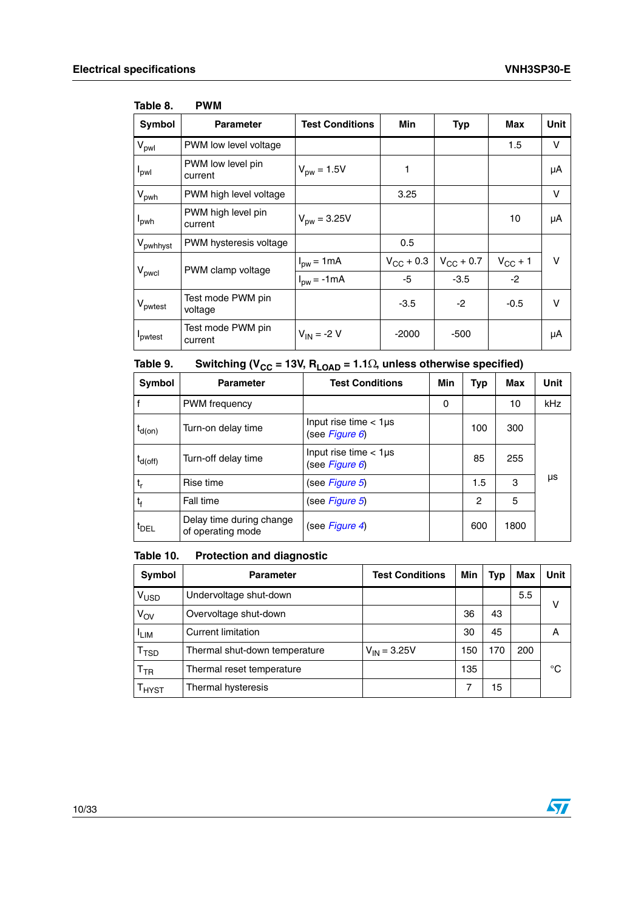Table 8. PWM

| Symbol | Parameter | Test Conditions | Min | Typ | Max | Unit |
|---|---|---|---|---|---|---|
| $V_{pwl}$ | PWM low level voltage | | | | 1.5 | V |
| $I_{pwl}$ | PWM low level pin current | $V_{pw}$ = 1.5V | 1 | | | µA |
| $V_{pwh}$ | PWM high level voltage | | 3.25 | | | V |
| $I_{pwh}$ | PWM high level pin current | $V_{pw}$ = 3.25V | | | 10 | µA |
| $V_{pwhhyst}$ | PWM hysteresis voltage | | 0.5 | | | V |
| $V_{pwcl}$ | PWM clamp voltage | $I_{pw}$ = 1mA | $V_{CC}$ + 0.3 | $V_{CC}$ + 0.7 | $V_{CC}$ + 1 | V |
| | | $I_{pw}$ = -1mA | -5 | -3.5 | -2 | V |
| $V_{pwtest}$ | Test mode PWM pin voltage | | -3.5 | -2 | -0.5 | V |
| $I_{pwtest}$ | Test mode PWM pin current | $V_{IN}$ = -2 V | -2000 | -500 | | µA |

Table 9. Switching ($V_{CC}$ = 13V, $R_{LOAD}$ = 1.1Ω, unless otherwise specified)

| Symbol | Parameter | Test Conditions | Min | Typ | Max | Unit |
|---|---|---|---|---|---|---|
| f | PWM frequency | | 0 | | 10 | kHz |
| $t_{d(on)}$ | Turn-on delay time | Input rise time < 1µs (see *Figure 6*) | | 100 | 300 | µs |
| $t_{d(off)}$ | Turn-off delay time | Input rise time < 1µs (see *Figure 6*) | | 85 | 255 | µs |
| $t_r$ | Rise time | (see *Figure 5*) | | 1.5 | 3 | µs |
| $t_f$ | Fall time | (see *Figure 5*) | | 2 | 5 | µs |
| $t_{DEL}$ | Delay time during change of operating mode | (see *Figure 4*) | | 600 | 1800 | µs |

Table 10. Protection and diagnostic

| Symbol | Parameter | Test Conditions | Min | Typ | Max | Unit |
|---|---|---|---|---|---|---|
| $V_{USD}$ | Undervoltage shut-down | | | | 5.5 | V |
| $V_{OV}$ | Overvoltage shut-down | | 36 | 43 | | V |
| $I_{LIM}$ | Current limitation | | 30 | 45 | | A |
| $T_{TSD}$ | Thermal shut-down temperature | $V_{IN}$ = 3.25V | 150 | 170 | 200 | °C |
| $T_{TR}$ | Thermal reset temperature | | 135 | | | °C |
| $T_{HYST}$ | Thermal hysteresis | | 7 | 15 | | °C |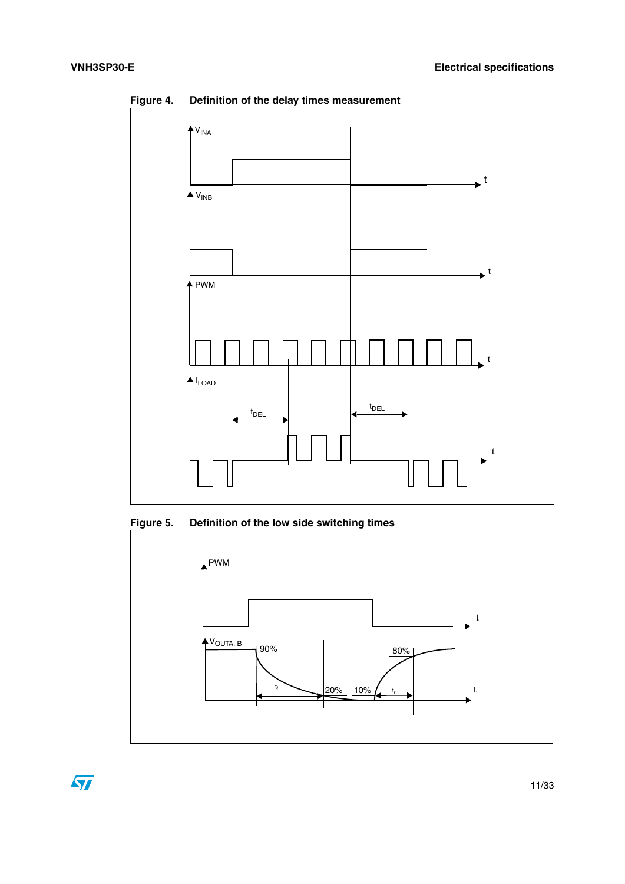Figure 4. Definition of the delay times measurement

Figure 5. Definition of the low side switching times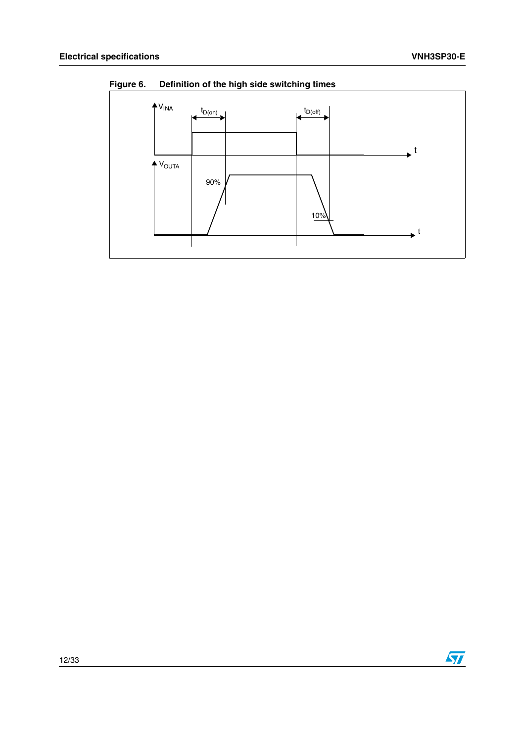Figure 6. Definition of the high side switching times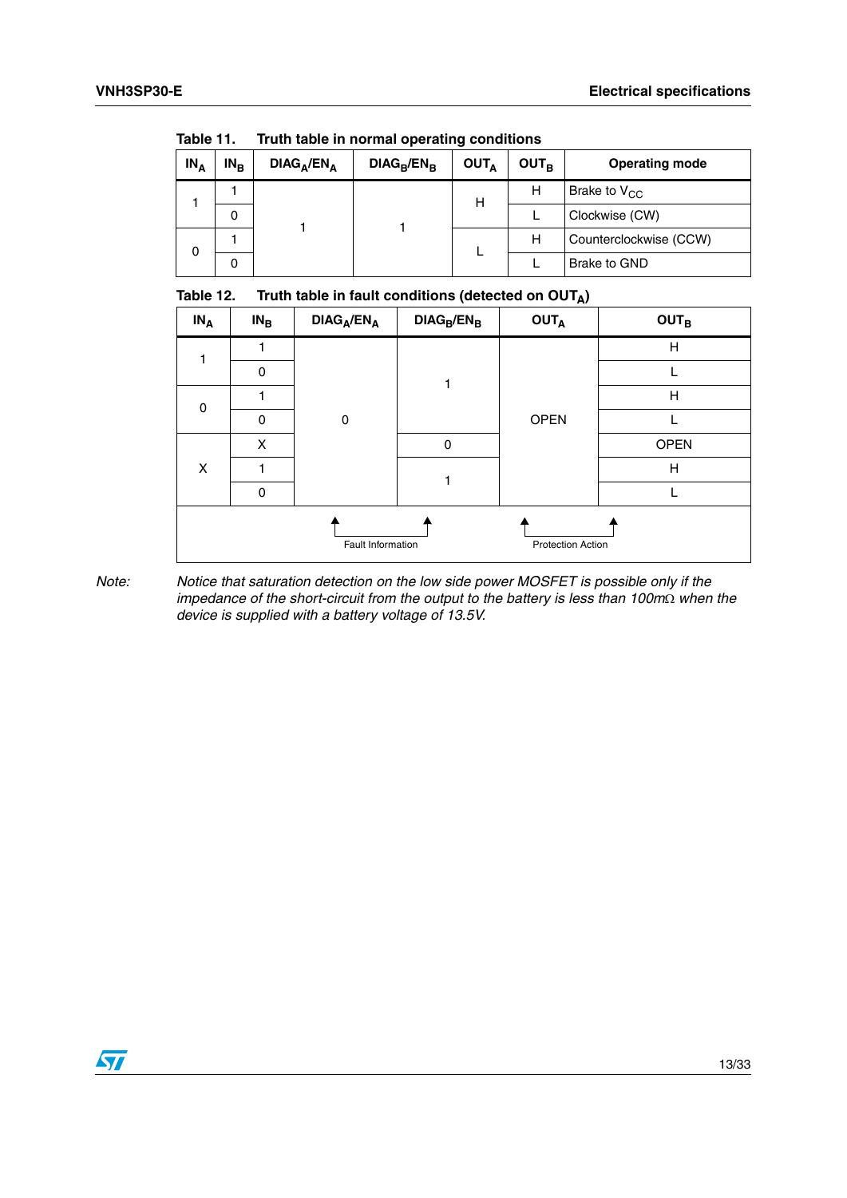Table 11. Truth table in normal operating conditions

| $IN_A$ | $IN_B$ | $DIAG_A/EN_A$ | $DIAG_B/EN_B$ | $OUT_A$ | $OUT_B$ | Operating mode |
|---|---|---|---|---|---|---|
| 1 | 1 | 1 | 1 | H | H | Brake to $V_{CC}$ |
| | 0 | | | | L | Clockwise (CW) |
| 0 | 1 | | | L | H | Counterclockwise (CCW) |
| | 0 | | | | L | Brake to GND |

Table 12. Truth table in fault conditions (detected on $OUT_A$)

| $IN_A$ | $IN_B$ | $DIAG_A/EN_A$ | $DIAG_B/EN_B$ | $OUT_A$ | $OUT_B$ |
|---|---|---|---|---|---|
| 1 | 1 | 0 | 1 | OPEN | H |
| | 0 | | | | L |
| 0 | 1 | | | | H |
| | 0 | | | | L |
| X | X | | 0 | | OPEN |
| | 1 | | 1 | | H |
| | 0 | | | | L |
| | | Fault Information | | Protection Action | |

*Note: Notice that saturation detection on the low side power MOSFET is possible only if the impedance of the short-circuit from the output to the battery is less than 100mΩ when the device is supplied with a battery voltage of 13.5V.*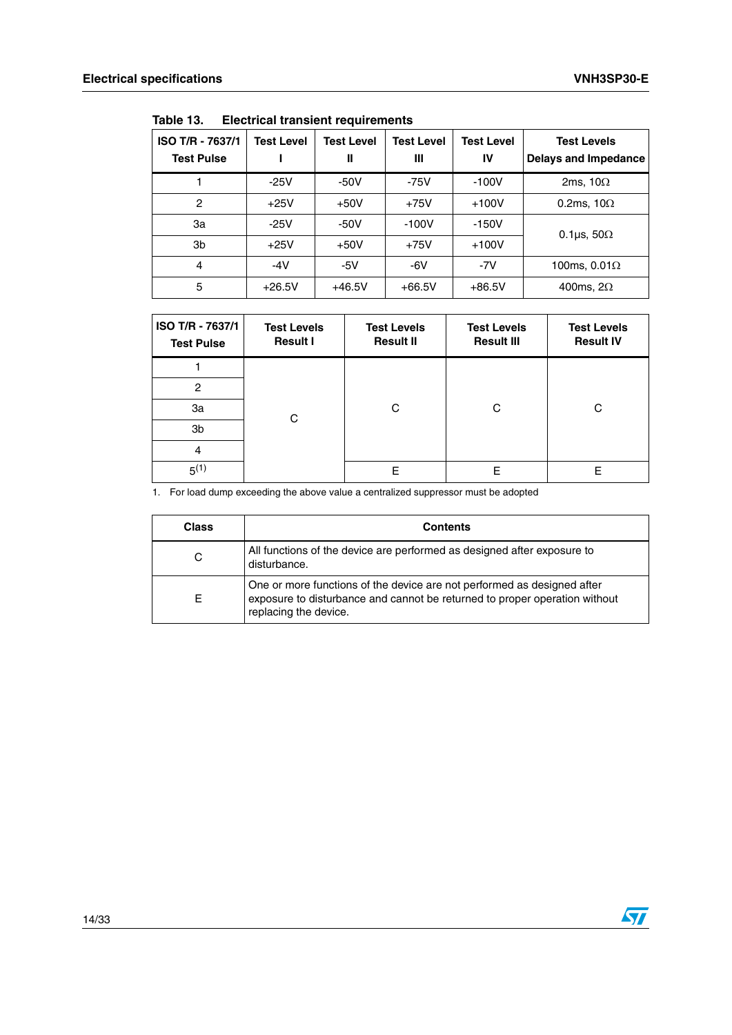Table 13. Electrical transient requirements

| ISO T/R - 7637/1 Test Pulse | Test Level I | Test Level II | Test Level III | Test Level IV | Test Levels Delays and Impedance |
|---|---|---|---|---|---|
| 1 | -25V | -50V | -75V | -100V | 2ms, 10Ω |
| 2 | +25V | +50V | +75V | +100V | 0.2ms, 10Ω |
| 3a | -25V | -50V | -100V | -150V | 0.1µs, 50Ω |
| 3b | +25V | +50V | +75V | +100V | 0.1µs, 50Ω |
| 4 | -4V | -5V | -6V | -7V | 100ms, 0.01Ω |
| 5 | +26.5V | +46.5V | +66.5V | +86.5V | 400ms, 2Ω |

| ISO T/R - 7637/1 Test Pulse | Test Levels Result I | Test Levels Result II | Test Levels Result III | Test Levels Result IV |
|---|---|---|---|---|
| 1 | C | C | C | C |
| 2 | C | C | C | C |
| 3a | C | C | C | C |
| 3b | C | C | C | C |
| 4 | C | C | C | C |
| 5 [1] | C | E | E | E |

1. For load dump exceeding the above value a centralized suppressor must be adopted

| Class | Contents |
|---|---|
| C | All functions of the device are performed as designed after exposure to disturbance. |
| E | One or more functions of the device are not performed as designed after exposure to disturbance and cannot be returned to proper operation without replacing the device. |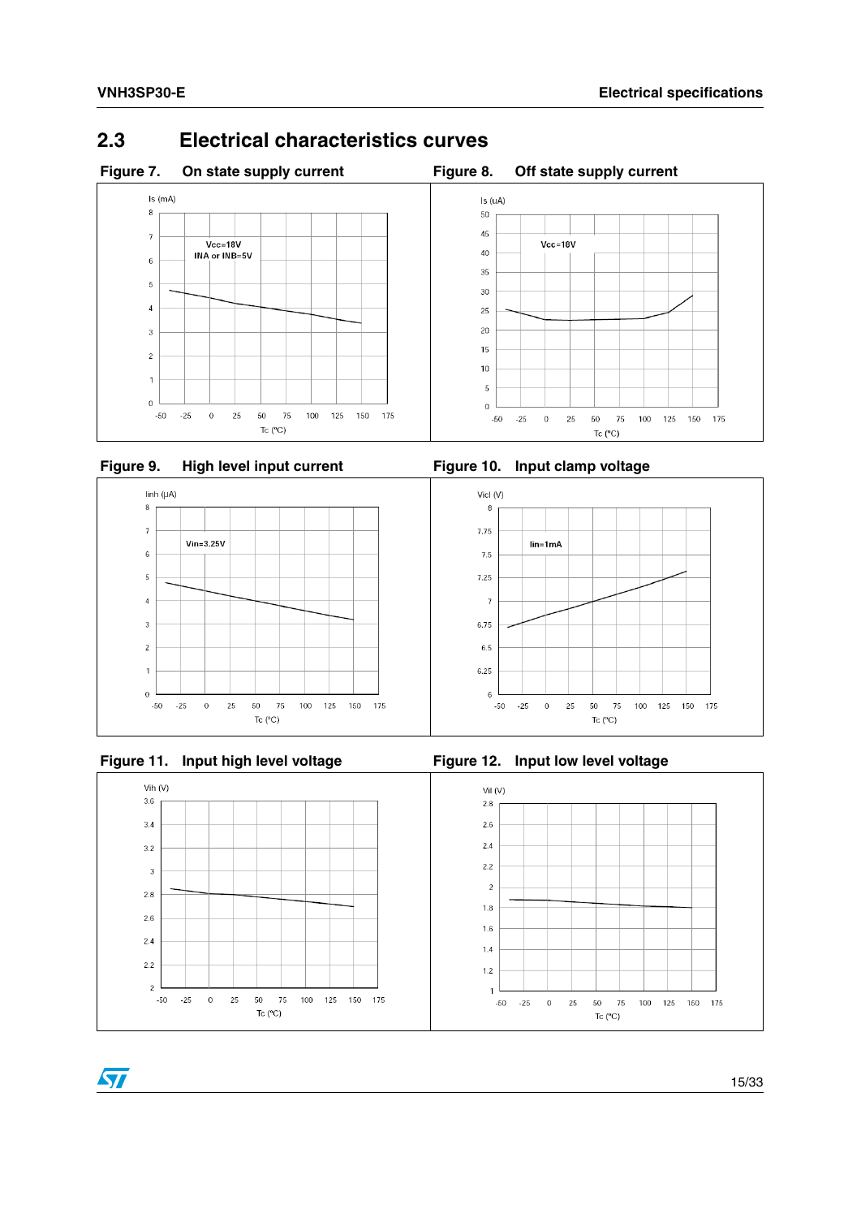## 2.3 Electrical characteristics curves

**Figure 7. On state supply current**

Is (mA)

Vcc=18V
INA or INB=5V

Tc (°C)

**Figure 8. Off state supply current**

Is (uA)

Vcc=18V

Tc (°C)

**Figure 9. High level input current**

Iinh (µA)

Vin=3.25V

Tc (°C)

**Figure 10. Input clamp voltage**

Vicl (V)

Iin=1mA

Tc (°C)

**Figure 11. Input high level voltage**

Vih (V)

Tc (°C)

**Figure 12. Input low level voltage**

Vil (V)

Tc (°C)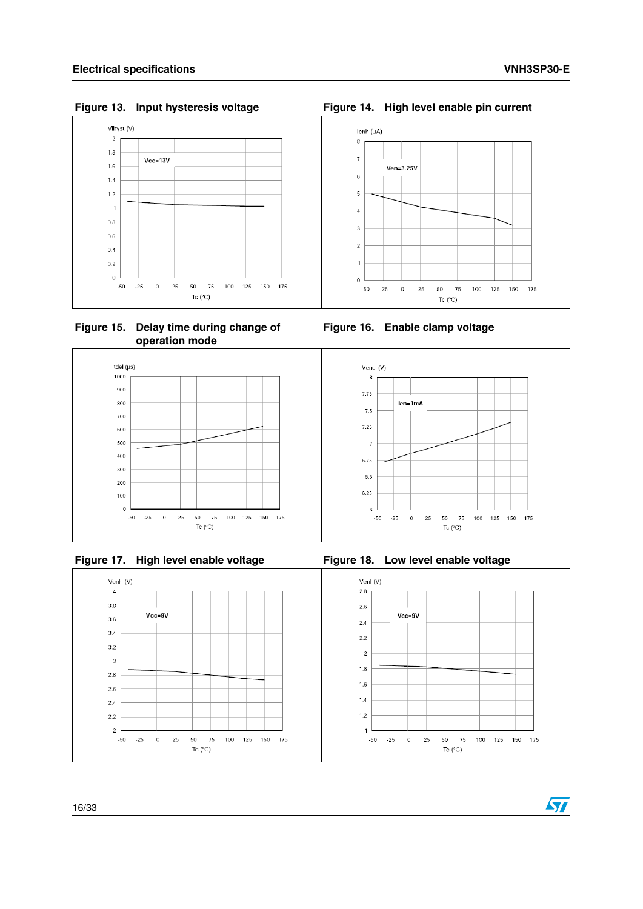**Figure 13. Input hysteresis voltage**

Vihyst (V)

Vcc=13V

Tc (°C)

**Figure 14. High level enable pin current**

Ienh (µA)

Ven=3.25V

Tc (°C)

**Figure 15. Delay time during change of operation mode**

tdel (µs)

Tc (°C)

**Figure 16. Enable clamp voltage**

Vencl (V)

Ien=1mA

Tc (°C)

**Figure 17. High level enable voltage**

Venh (V)

Vcc=9V

Tc (°C)

**Figure 18. Low level enable voltage**

Venl (V)

Vcc=9V

Tc (°C)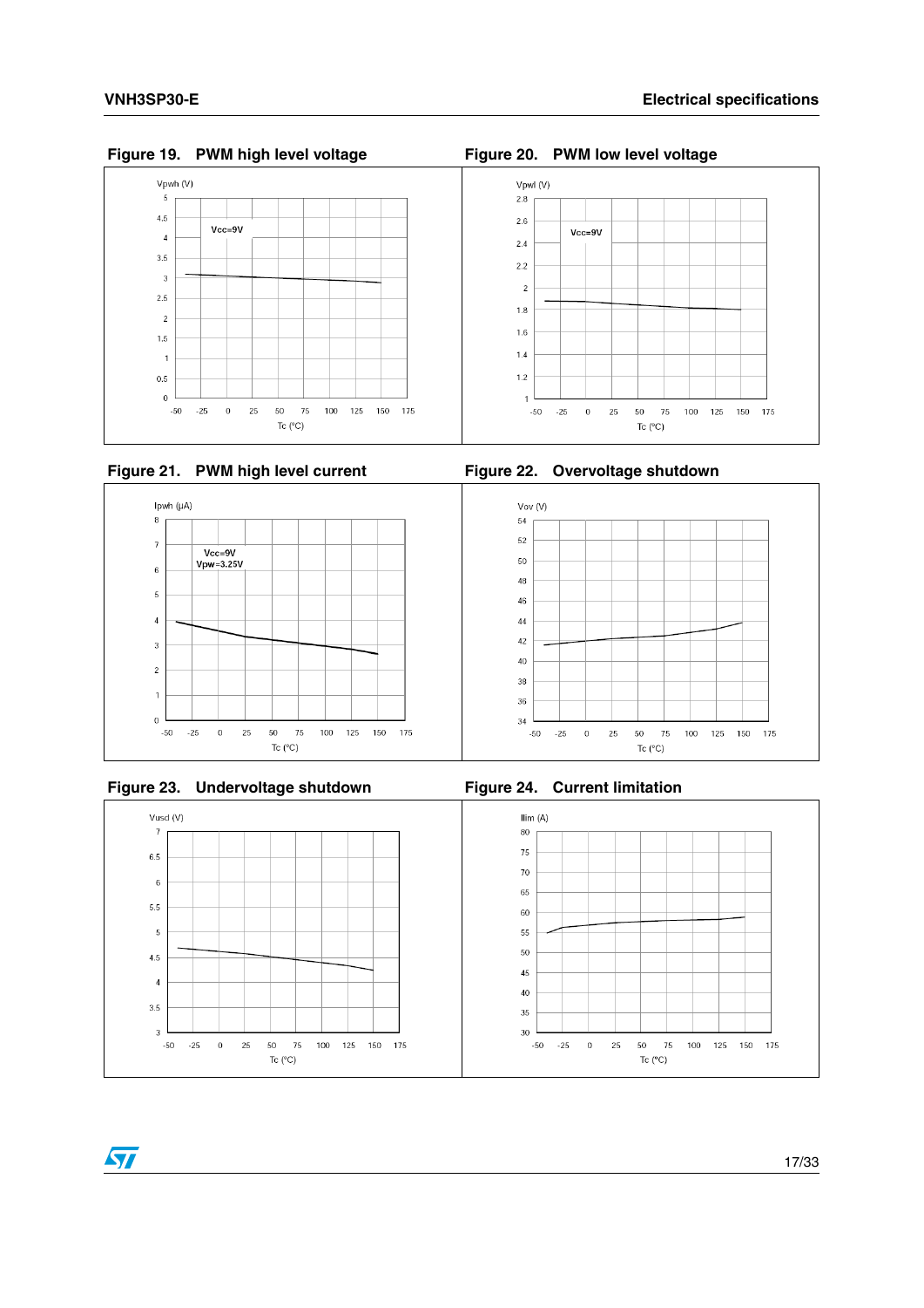**Figure 19. PWM high level voltage**

Vpwh (V)

Vcc=9V

Tc (°C)

**Figure 20. PWM low level voltage**

Vpwl (V)

Vcc=9V

Tc (°C)

**Figure 21. PWM high level current**

Ipwh (µA)

Vcc=9V
Vpw=3.25V

Tc (°C)

**Figure 22. Overvoltage shutdown**

Vov (V)

Tc (°C)

**Figure 23. Undervoltage shutdown**

Vusd (V)

Tc (°C)

**Figure 24. Current limitation**

Ilim (A)

Tc (°C)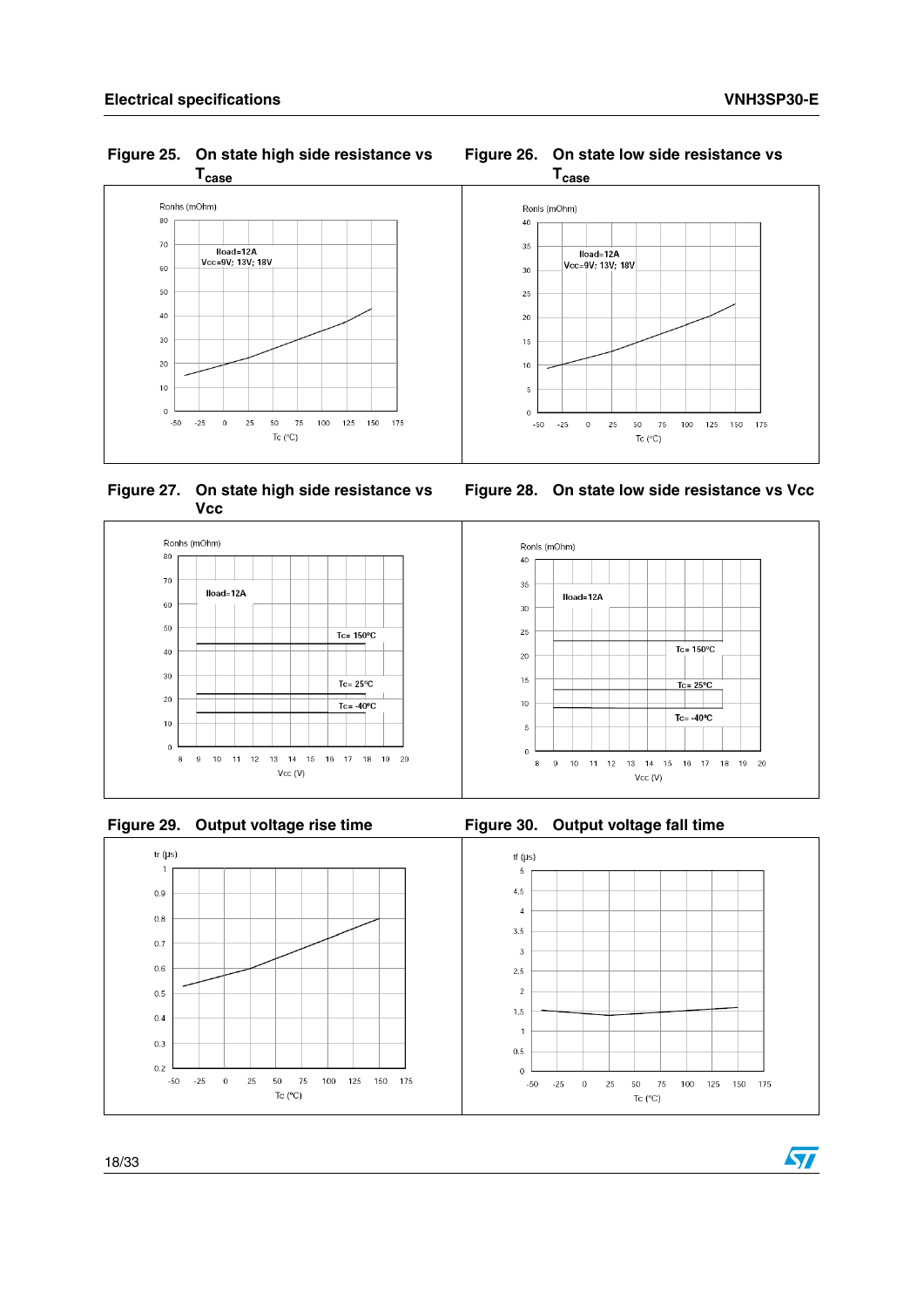**Figure 25. On state high side resistance vs $T_{case}$**

**Figure 26. On state low side resistance vs $T_{case}$**

**Figure 27. On state high side resistance vs Vcc**

**Figure 28. On state low side resistance vs Vcc**

**Figure 29. Output voltage rise time**

**Figure 30. Output voltage fall time**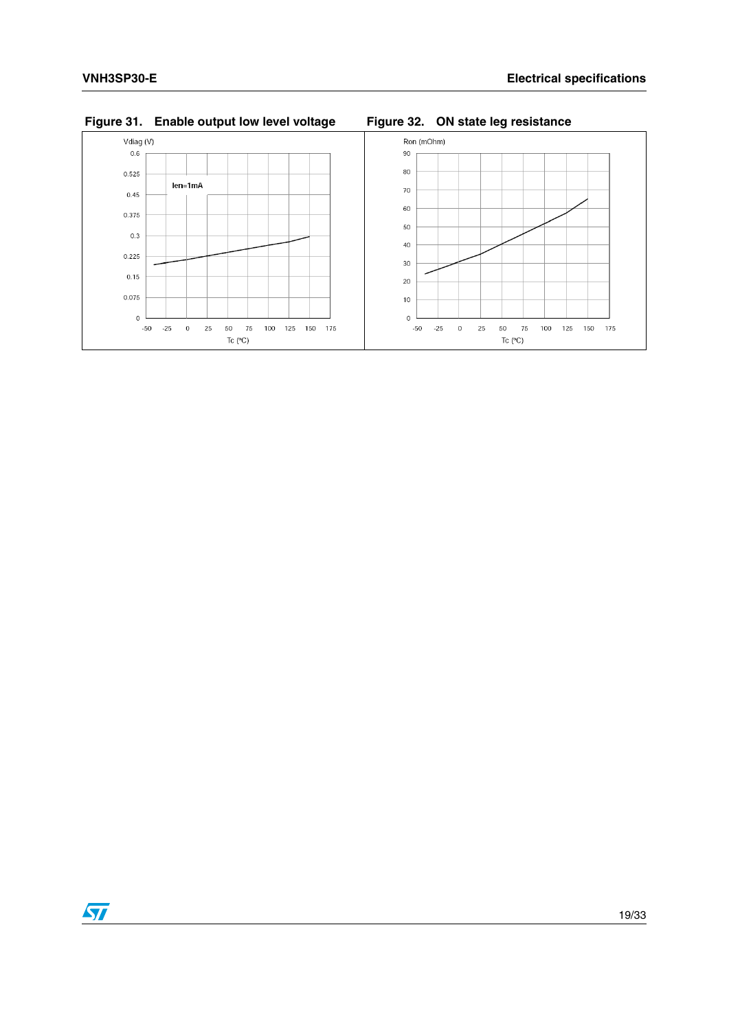**Figure 31. Enable output low level voltage**

**Figure 32. ON state leg resistance**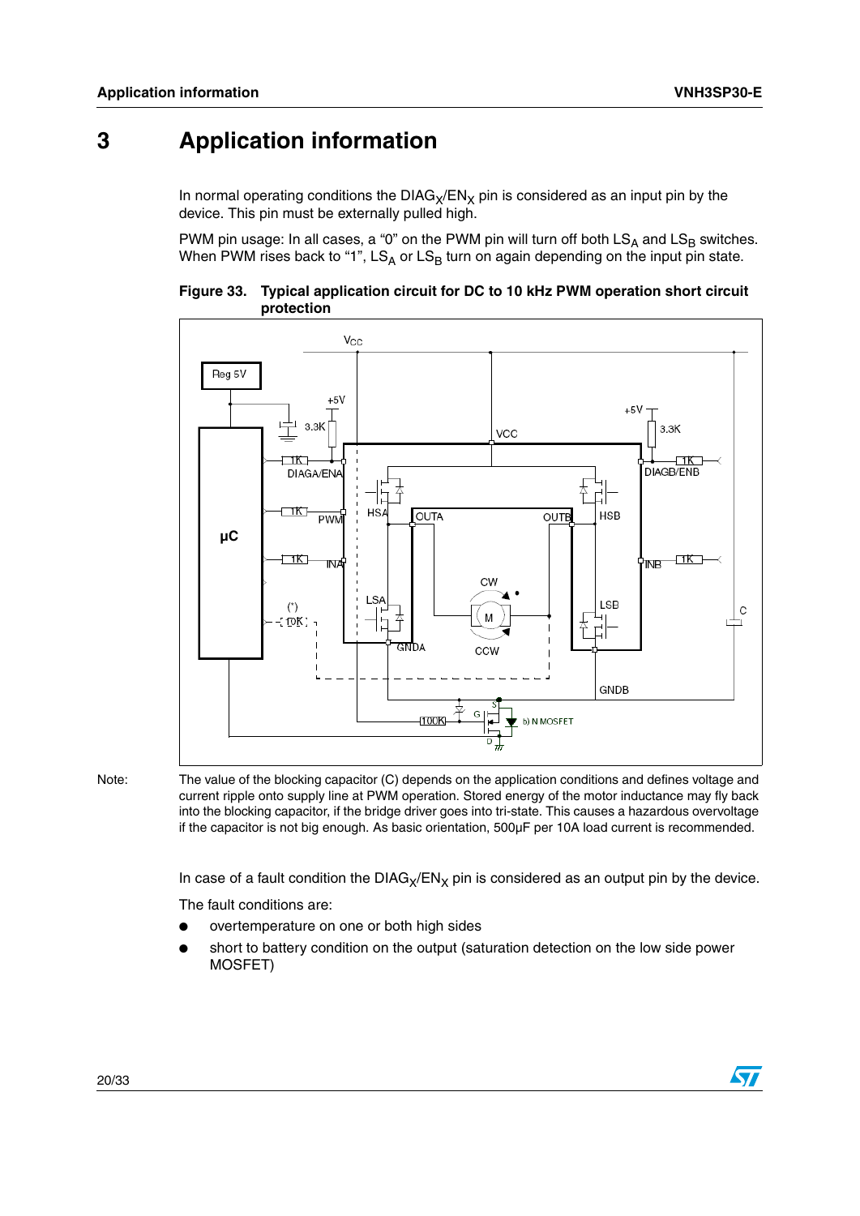# 3 Application information

In normal operating conditions the $DIAG_X/EN_X$ pin is considered as an input pin by the device. This pin must be externally pulled high.

PWM pin usage: In all cases, a "0" on the PWM pin will turn off both $LS_A$ and $LS_B$ switches. When PWM rises back to "1", $LS_A$ or $LS_B$ turn on again depending on the input pin state.

**Figure 33. Typical application circuit for DC to 10 kHz PWM operation short circuit protection**

Note: The value of the blocking capacitor (C) depends on the application conditions and defines voltage and current ripple onto supply line at PWM operation. Stored energy of the motor inductance may fly back into the blocking capacitor, if the bridge driver goes into tri-state. This causes a hazardous overvoltage if the capacitor is not big enough. As basic orientation, 500µF per 10A load current is recommended.

In case of a fault condition the $DIAG_X/EN_X$ pin is considered as an output pin by the device.

The fault conditions are:

- overtemperature on one or both high sides
- short to battery condition on the output (saturation detection on the low side power MOSFET)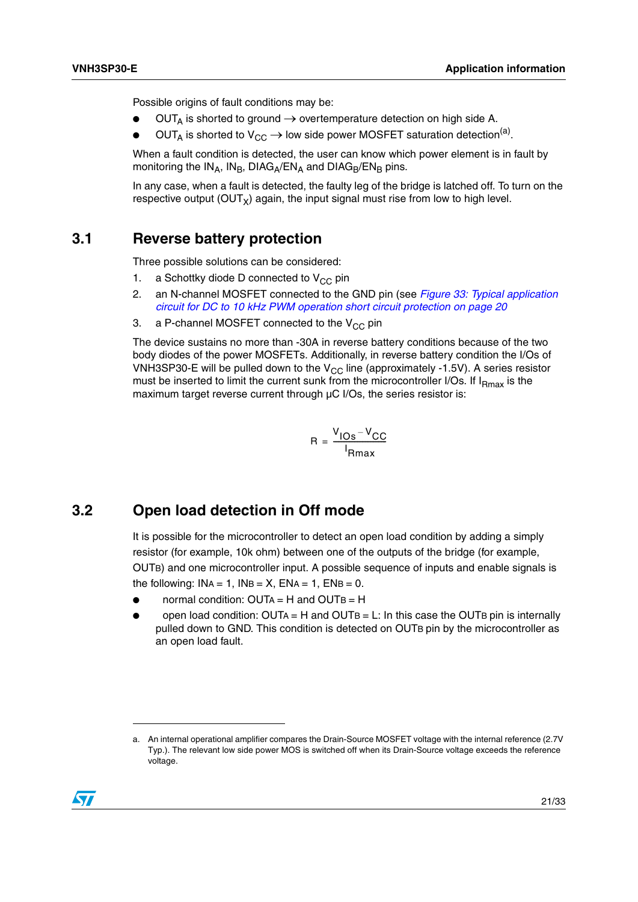Possible origins of fault conditions may be:

- $OUT_A$ is shorted to ground → overtemperature detection on high side A.
- $OUT_A$ is shorted to $V_{CC}$ → low side power MOSFET saturation detection[a].

When a fault condition is detected, the user can know which power element is in fault by monitoring the $IN_A$, $IN_B$, $DIAG_A/EN_A$ and $DIAG_B/EN_B$ pins.

In any case, when a fault is detected, the faulty leg of the bridge is latched off. To turn on the respective output ($OUT_X$) again, the input signal must rise from low to high level.

## 3.1 Reverse battery protection

Three possible solutions can be considered:

1. a Schottky diode D connected to $V_{CC}$ pin
2. an N-channel MOSFET connected to the GND pin (see *Figure 33: Typical application circuit for DC to 10 kHz PWM operation short circuit protection on page 20*
3. a P-channel MOSFET connected to the $V_{CC}$ pin

The device sustains no more than -30A in reverse battery conditions because of the two body diodes of the power MOSFETs. Additionally, in reverse battery condition the I/Os of VNH3SP30-E will be pulled down to the $V_{CC}$ line (approximately -1.5V). A series resistor must be inserted to limit the current sunk from the microcontroller I/Os. If $I_{Rmax}$ is the maximum target reverse current through µC I/Os, the series resistor is:

$$R = \frac{V_{IOs} - V_{CC}}{I_{Rmax}}$$

## 3.2 Open load detection in Off mode

It is possible for the microcontroller to detect an open load condition by adding a simply resistor (for example, 10k ohm) between one of the outputs of the bridge (for example, $OUT_B$) and one microcontroller input. A possible sequence of inputs and enable signals is the following: $IN_A = 1$, $IN_B = X$, $EN_A = 1$, $EN_B = 0$.

- normal condition: $OUT_A = H$ and $OUT_B = H$
- open load condition: $OUT_A = H$ and $OUT_B = L$: In this case the $OUT_B$ pin is internally pulled down to GND. This condition is detected on $OUT_B$ pin by the microcontroller as an open load fault.

---

a. An internal operational amplifier compares the Drain-Source MOSFET voltage with the internal reference (2.7V Typ.). The relevant low side power MOS is switched off when its Drain-Source voltage exceeds the reference voltage.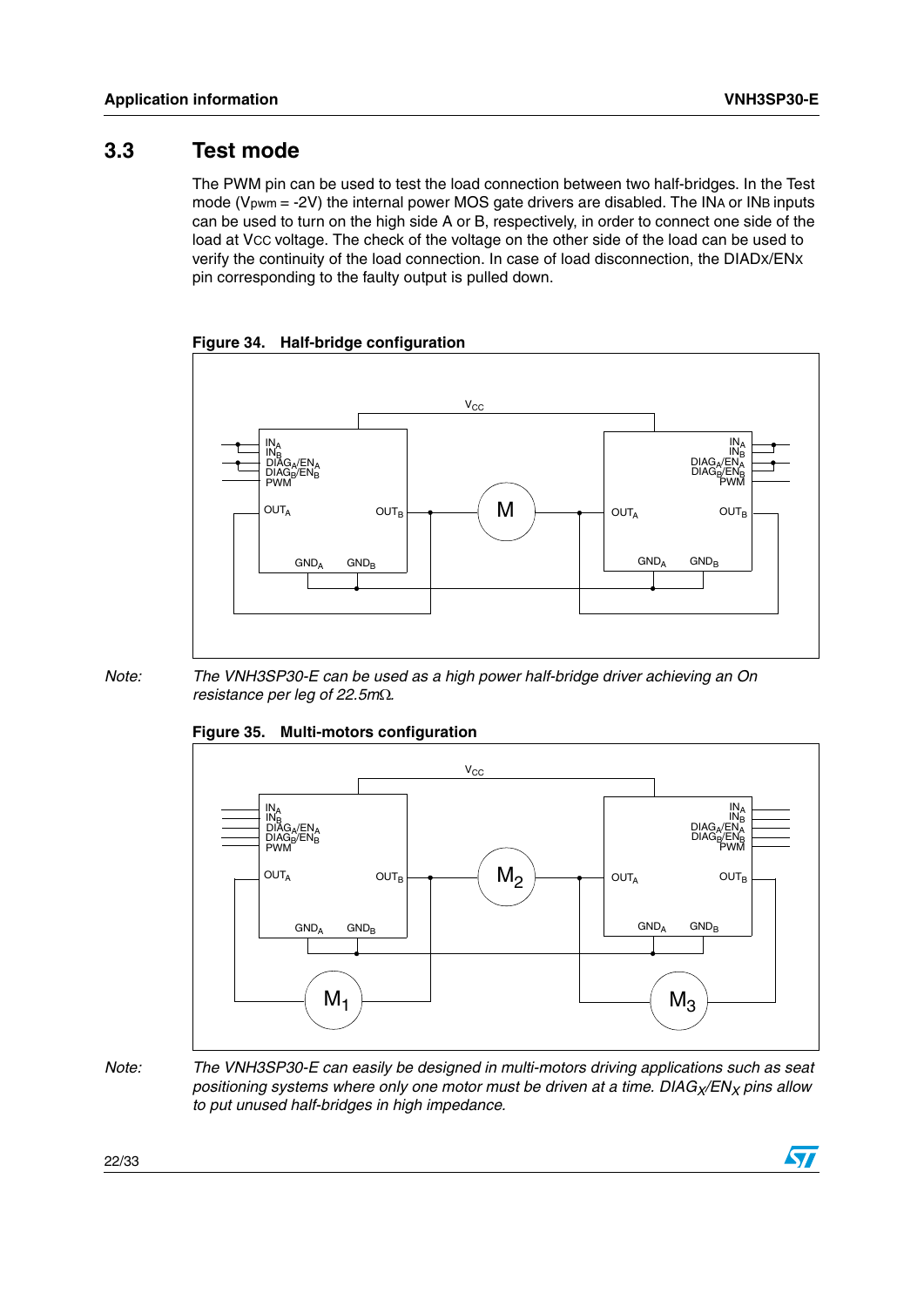## 3.3 Test mode

The PWM pin can be used to test the load connection between two half-bridges. In the Test mode ($V_{pwm}$ = -2V) the internal power MOS gate drivers are disabled. The $IN_A$ or $IN_B$ inputs can be used to turn on the high side A or B, respectively, in order to connect one side of the load at $V_{CC}$ voltage. The check of the voltage on the other side of the load can be used to verify the continuity of the load connection. In case of load disconnection, the $DIAD_X/EN_X$ pin corresponding to the faulty output is pulled down.

**Figure 34. Half-bridge configuration**

*Note: The VNH3SP30-E can be used as a high power half-bridge driver achieving an On resistance per leg of 22.5mΩ.*

**Figure 35. Multi-motors configuration**

*Note: The VNH3SP30-E can easily be designed in multi-motors driving applications such as seat positioning systems where only one motor must be driven at a time. $DIAG_X/EN_X$ pins allow to put unused half-bridges in high impedance.*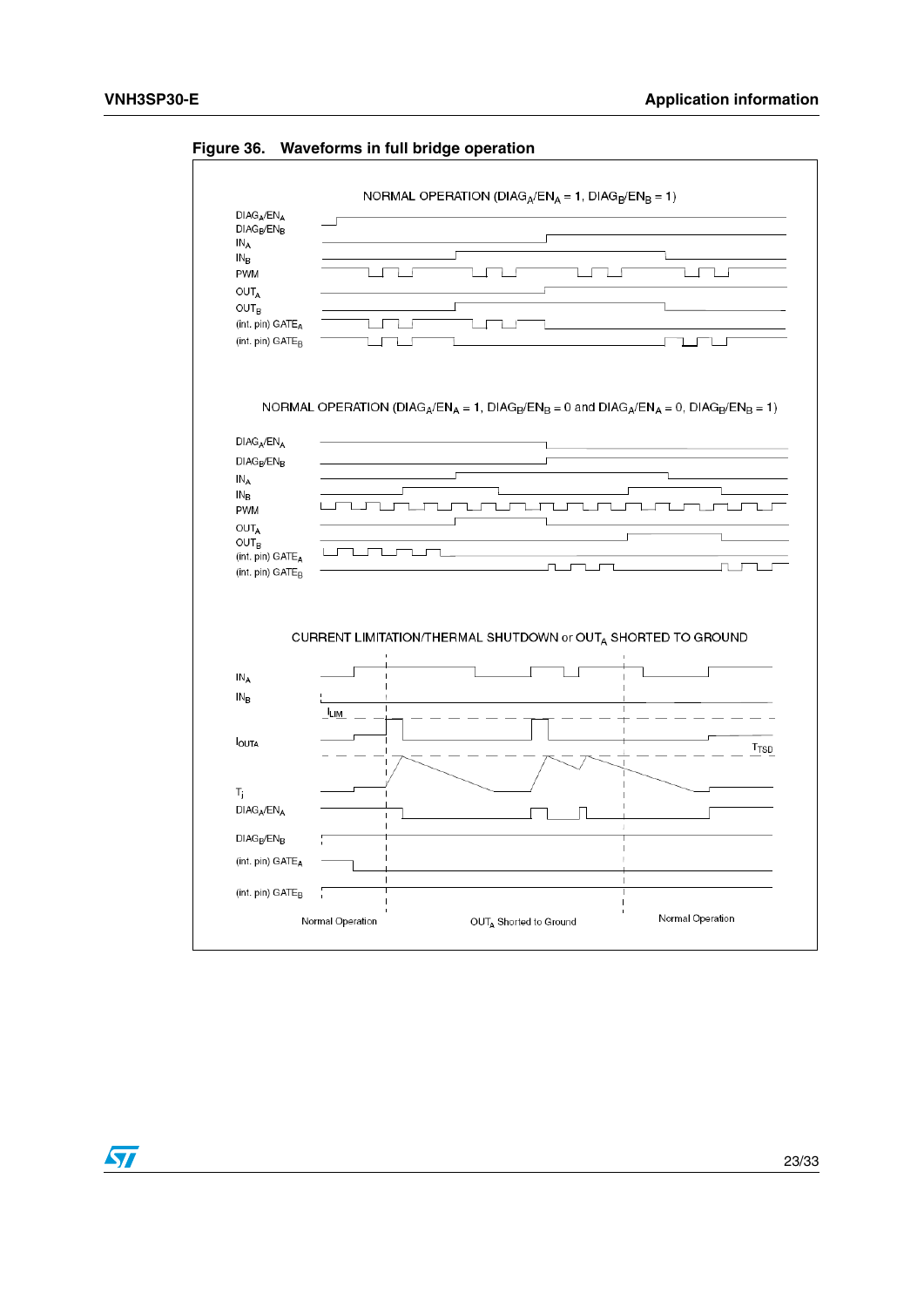**Figure 36. Waveforms in full bridge operation**

NORMAL OPERATION ($DIAG_A/EN_A$ = 1, $DIAG_B/EN_B$ = 1)

$DIAG_A/EN_A$
$DIAG_B/EN_B$
$IN_A$
$IN_B$
PWM
$OUT_A$
$OUT_B$
(int. pin) $GATE_A$
(int. pin) $GATE_B$

NORMAL OPERATION ($DIAG_A/EN_A$ = 1, $DIAG_B/EN_B$ = 0 and $DIAG_A/EN_A$ = 0, $DIAG_B/EN_B$ = 1)

$DIAG_A/EN_A$
$DIAG_B/EN_B$
$IN_A$
$IN_B$
PWM
$OUT_A$
$OUT_B$
(int. pin) $GATE_A$
(int. pin) $GATE_B$

CURRENT LIMITATION/THERMAL SHUTDOWN or $OUT_A$ SHORTED TO GROUND

$IN_A$
$IN_B$
$I_{LIM}$
$I_{OUTA}$
$T_{TSD}$
$T_j$
$DIAG_A/EN_A$
$DIAG_B/EN_B$
(int. pin) $GATE_A$
(int. pin) $GATE_B$

Normal Operation | $OUT_A$ Shorted to Ground | Normal Operation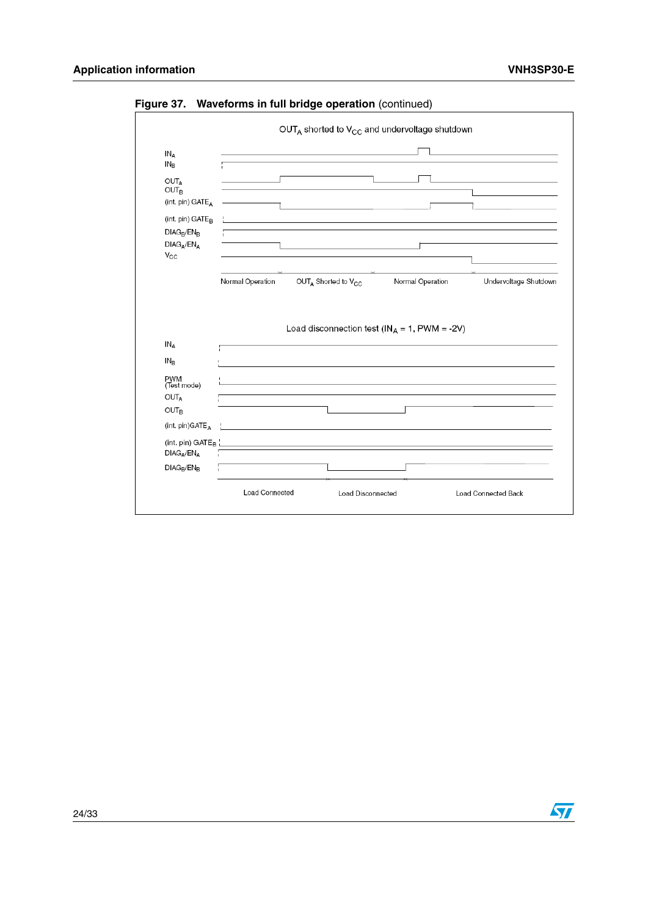**Figure 37. Waveforms in full bridge operation** (continued)

$OUT_A$ shorted to $V_{CC}$ and undervoltage shutdown

$IN_A$

$IN_B$

$OUT_A$

$OUT_B$

(int. pin) $GATE_A$

(int. pin) $GATE_B$

$DIAG_B/EN_B$

$DIAG_A/EN_A$

$V_{CC}$

Normal Operation | $OUT_A$ Shorted to $V_{CC}$ | Normal Operation | Undervoltage Shutdown

Load disconnection test ($IN_A$ = 1, PWM = -2V)

$IN_A$

$IN_B$

PWM (Test mode)

$OUT_A$

$OUT_B$

(int. pin)$GATE_A$

(int. pin) $GATE_B$

$DIAG_A/EN_A$

$DIAG_B/EN_B$

Load Connected | Load Disconnected | Load Connected Back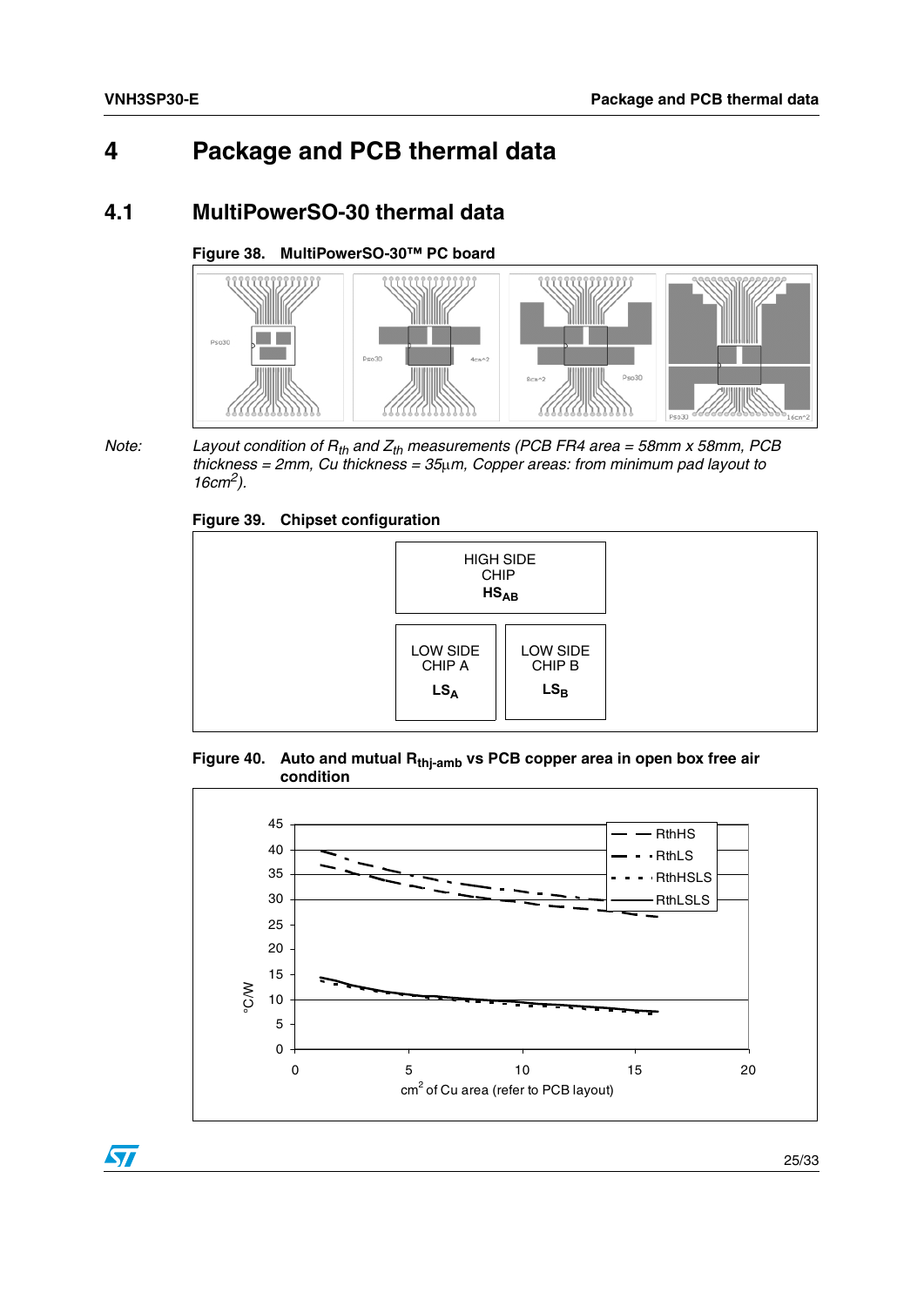# 4 Package and PCB thermal data

## 4.1 MultiPowerSO-30 thermal data

**Figure 38. MultiPowerSO-30™ PC board**

*Note:* *Layout condition of $R_{th}$ and $Z_{th}$ measurements (PCB FR4 area = 58mm x 58mm, PCB thickness = 2mm, Cu thickness = 35µm, Copper areas: from minimum pad layout to 16cm²).*

**Figure 39. Chipset configuration**

HIGH SIDE CHIP **$HS_{AB}$**

LOW SIDE CHIP A **$LS_A$**

LOW SIDE CHIP B **$LS_B$**

**Figure 40. Auto and mutual $R_{thj\text{-}amb}$ vs PCB copper area in open box free air condition**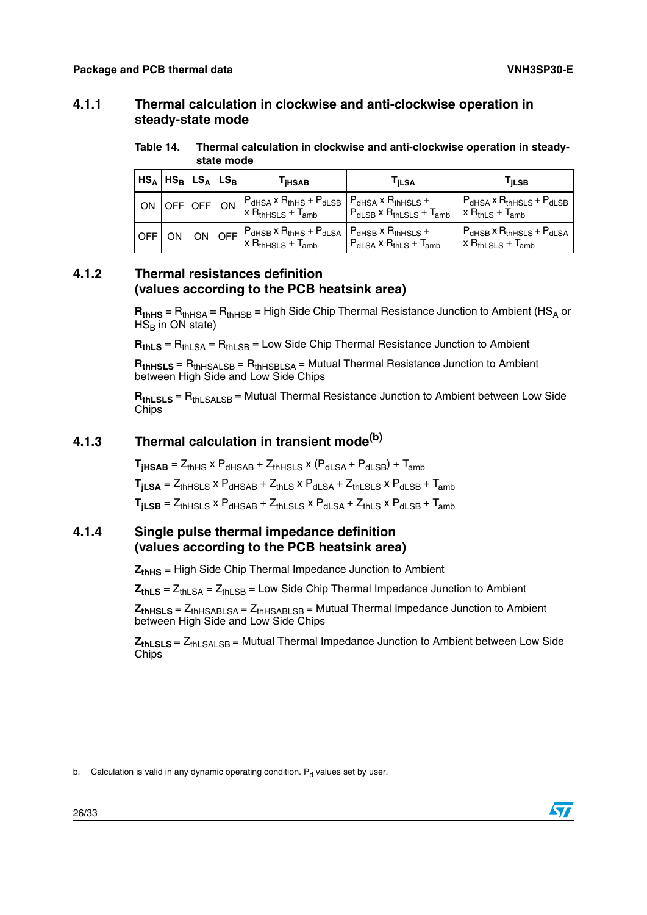### 4.1.1 Thermal calculation in clockwise and anti-clockwise operation in steady-state mode

**Table 14. Thermal calculation in clockwise and anti-clockwise operation in steady-state mode**

| $HS_A$ | $HS_B$ | $LS_A$ | $LS_B$ | $T_{jHSAB}$ | $T_{jLSA}$ | $T_{jLSB}$ |
|---|---|---|---|---|---|---|
| ON | OFF | OFF | ON | $P_{dHSA} \times R_{thHS} + P_{dLSB} \times R_{thHSLS} + T_{amb}$ | $P_{dHSA} \times R_{thHSLS} + P_{dLSB} \times R_{thLSLS} + T_{amb}$ | $P_{dHSA} \times R_{thHSLS} + P_{dLSB} \times R_{thLS} + T_{amb}$ |
| OFF | ON | ON | OFF | $P_{dHSB} \times R_{thHS} + P_{dLSA} \times R_{thHSLS} + T_{amb}$ | $P_{dHSB} \times R_{thHSLS} + P_{dLSA} \times R_{thLS} + T_{amb}$ | $P_{dHSB} \times R_{thHSLS} + P_{dLSA} \times R_{thLSLS} + T_{amb}$ |

### 4.1.2 Thermal resistances definition (values according to the PCB heatsink area)

$\mathbf{R_{thHS}}$ = $R_{thHSA}$ = $R_{thHSB}$ = High Side Chip Thermal Resistance Junction to Ambient ($HS_A$ or $HS_B$ in ON state)

$\mathbf{R_{thLS}}$ = $R_{thLSA}$ = $R_{thLSB}$ = Low Side Chip Thermal Resistance Junction to Ambient

$\mathbf{R_{thHSLS}}$ = $R_{thHSALSB}$ = $R_{thHSBLSA}$ = Mutual Thermal Resistance Junction to Ambient between High Side and Low Side Chips

$\mathbf{R_{thLSLS}}$ = $R_{thLSALSB}$ = Mutual Thermal Resistance Junction to Ambient between Low Side Chips

### 4.1.3 Thermal calculation in transient mode[b]

$$T_{jHSAB} = Z_{thHS} \times P_{dHSAB} + Z_{thHSLS} \times (P_{dLSA} + P_{dLSB}) + T_{amb}$$

$$T_{jLSA} = Z_{thHSLS} \times P_{dHSAB} + Z_{thLS} \times P_{dLSA} + Z_{thLSLS} \times P_{dLSB} + T_{amb}$$

$$T_{jLSB} = Z_{thHSLS} \times P_{dHSAB} + Z_{thLSLS} \times P_{dLSA} + Z_{thLS} \times P_{dLSB} + T_{amb}$$

### 4.1.4 Single pulse thermal impedance definition (values according to the PCB heatsink area)

$\mathbf{Z_{thHS}}$ = High Side Chip Thermal Impedance Junction to Ambient

$\mathbf{Z_{thLS}}$ = $Z_{thLSA}$ = $Z_{thLSB}$ = Low Side Chip Thermal Impedance Junction to Ambient

$\mathbf{Z_{thHSLS}}$ = $Z_{thHSABLSA}$ = $Z_{thHSABLSB}$ = Mutual Thermal Impedance Junction to Ambient between High Side and Low Side Chips

$\mathbf{Z_{thLSLS}}$ = $Z_{thLSALSB}$ = Mutual Thermal Impedance Junction to Ambient between Low Side Chips

---

b. Calculation is valid in any dynamic operating condition. $P_d$ values set by user.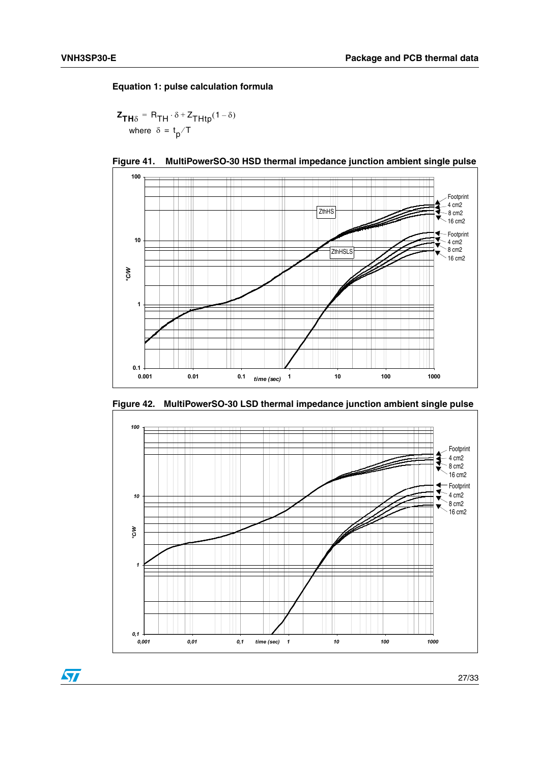**Equation 1: pulse calculation formula**

$$Z_{TH\delta} = R_{TH} \cdot \delta + Z_{THtp}(1 - \delta)$$

where $\delta = t_p / T$

**Figure 41. MultiPowerSO-30 HSD thermal impedance junction ambient single pulse**

**Figure 42. MultiPowerSO-30 LSD thermal impedance junction ambient single pulse**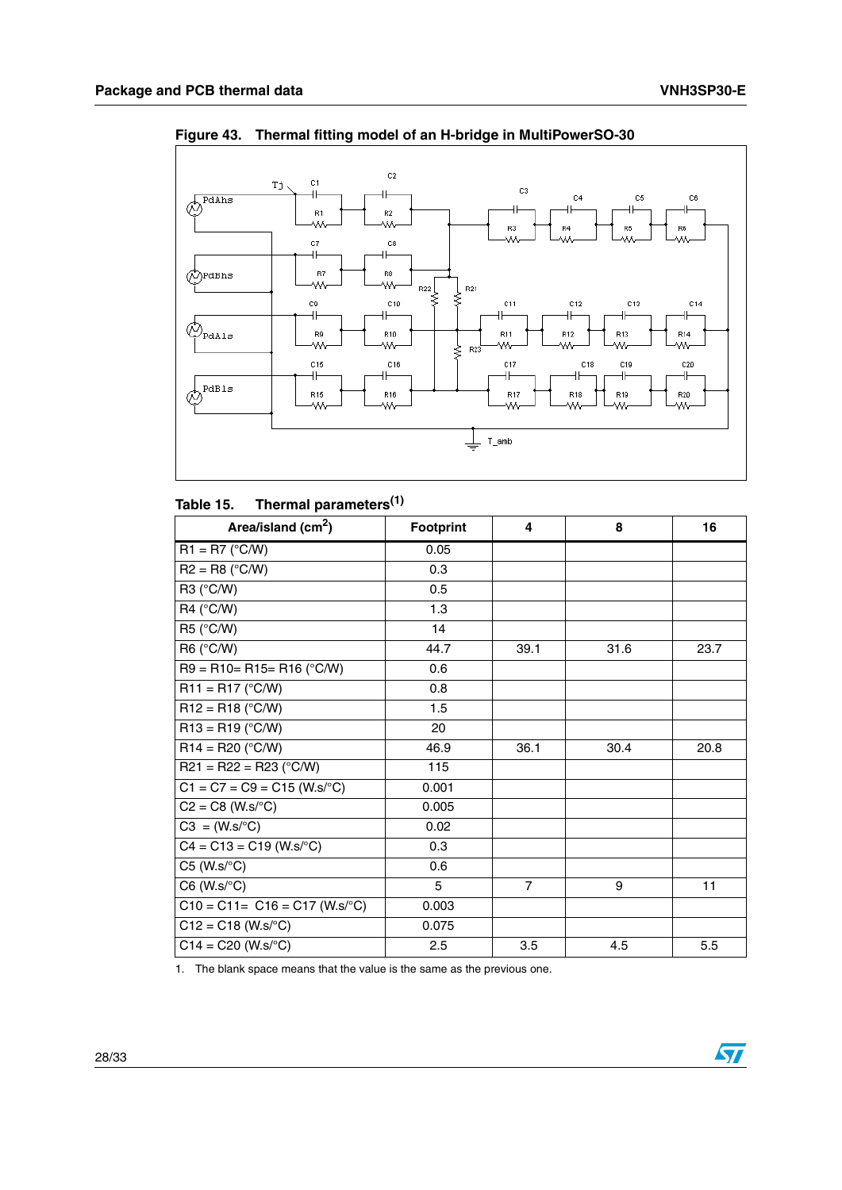**Figure 43. Thermal fitting model of an H-bridge in MultiPowerSO-30**

**Table 15. Thermal parameters[1]**

| Area/island ($cm^2$) | Footprint | 4 | 8 | 16 |
|---|---|---|---|---|
| R1 = R7 (°C/W) | 0.05 | | | |
| R2 = R8 (°C/W) | 0.3 | | | |
| R3 (°C/W) | 0.5 | | | |
| R4 (°C/W) | 1.3 | | | |
| R5 (°C/W) | 14 | | | |
| R6 (°C/W) | 44.7 | 39.1 | 31.6 | 23.7 |
| R9 = R10= R15= R16 (°C/W) | 0.6 | | | |
| R11 = R17 (°C/W) | 0.8 | | | |
| R12 = R18 (°C/W) | 1.5 | | | |
| R13 = R19 (°C/W) | 20 | | | |
| R14 = R20 (°C/W) | 46.9 | 36.1 | 30.4 | 20.8 |
| R21 = R22 = R23 (°C/W) | 115 | | | |
| C1 = C7 = C9 = C15 (W.s/°C) | 0.001 | | | |
| C2 = C8 (W.s/°C) | 0.005 | | | |
| C3 = (W.s/°C) | 0.02 | | | |
| C4 = C13 = C19 (W.s/°C) | 0.3 | | | |
| C5 (W.s/°C) | 0.6 | | | |
| C6 (W.s/°C) | 5 | 7 | 9 | 11 |
| C10 = C11= C16 = C17 (W.s/°C) | 0.003 | | | |
| C12 = C18 (W.s/°C) | 0.075 | | | |
| C14 = C20 (W.s/°C) | 2.5 | 3.5 | 4.5 | 5.5 |

1. The blank space means that the value is the same as the previous one.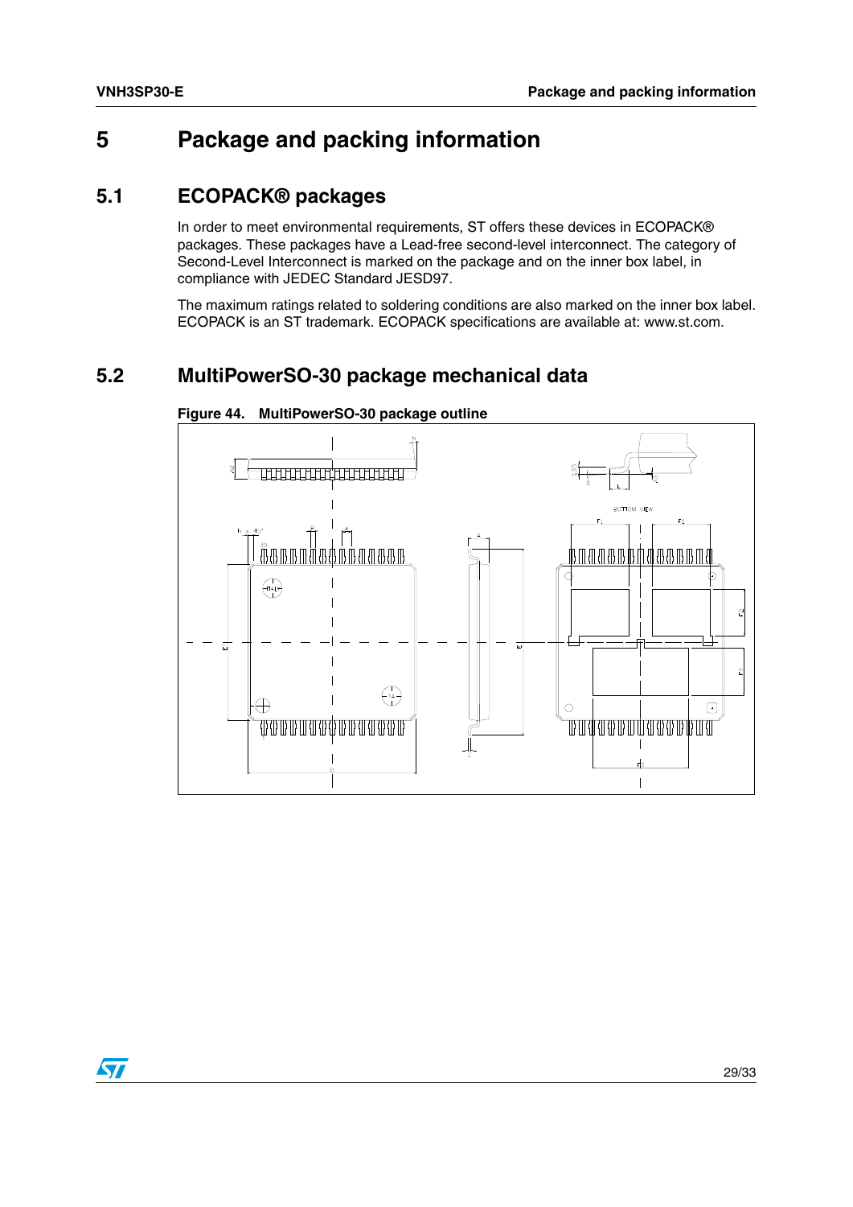# 5 Package and packing information

## 5.1 ECOPACK® packages

In order to meet environmental requirements, ST offers these devices in ECOPACK® packages. These packages have a Lead-free second-level interconnect. The category of Second-Level Interconnect is marked on the package and on the inner box label, in compliance with JEDEC Standard JESD97.

The maximum ratings related to soldering conditions are also marked on the inner box label. ECOPACK is an ST trademark. ECOPACK specifications are available at: www.st.com.

## 5.2 MultiPowerSO-30 package mechanical data

**Figure 44. MultiPowerSO-30 package outline**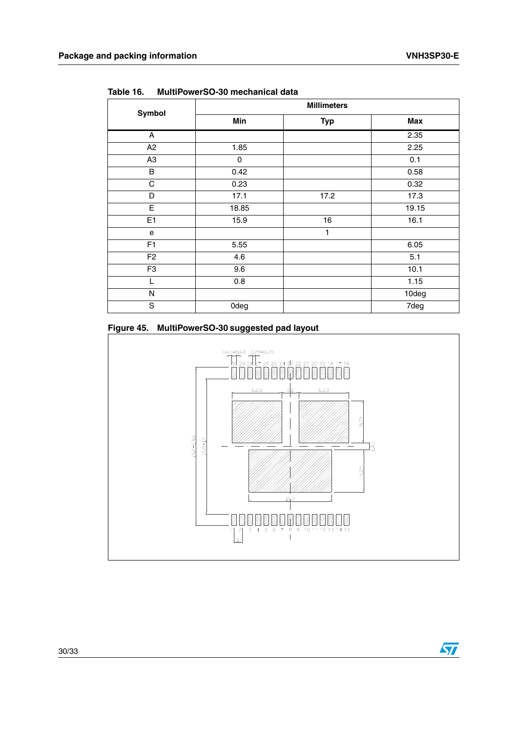Table 16. MultiPowerSO-30 mechanical data

| Symbol | Millimeters | | |
|---|---|---|---|
| | Min | Typ | Max |
| A | | | 2.35 |
| A2 | 1.85 | | 2.25 |
| A3 | 0 | | 0.1 |
| B | 0.42 | | 0.58 |
| C | 0.23 | | 0.32 |
| D | 17.1 | 17.2 | 17.3 |
| E | 18.85 | | 19.15 |
| E1 | 15.9 | 16 | 16.1 |
| e | | 1 | |
| F1 | 5.55 | | 6.05 |
| F2 | 4.6 | | 5.1 |
| F3 | 9.6 | | 10.1 |
| L | 0.8 | | 1.15 |
| N | | | 10deg |
| S | 0deg | | 7deg |

Figure 45. MultiPowerSO-30 suggested pad layout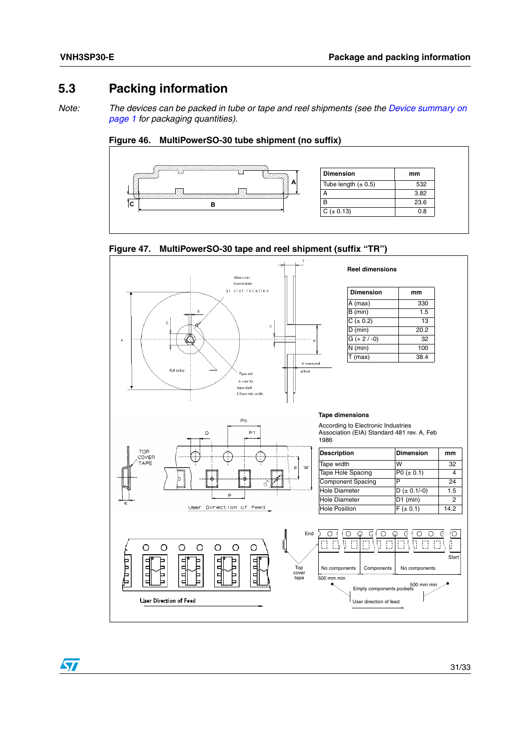## 5.3 Packing information

*Note:* *The devices can be packed in tube or tape and reel shipments (see the Device summary on page 1 for packaging quantities).*

**Figure 46. MultiPowerSO-30 tube shipment (no suffix)**

| Dimension | mm |
|---|---|
| Tube length (± 0.5) | 532 |
| A | 3.82 |
| B | 23.6 |
| C (± 0.13) | 0.8 |

**Figure 47. MultiPowerSO-30 tape and reel shipment (suffix “TR”)**

**Reel dimensions**

| Dimension | mm |
|---|---|
| A (max) | 330 |
| B (min) | 1.5 |
| C (± 0.2) | 13 |
| D (min) | 20.2 |
| G (+ 2 / -0) | 32 |
| N (min) | 100 |
| T (max) | 38.4 |

**Tape dimensions**

According to Electronic Industries Association (EIA) Standard 481 rev. A, Feb 1986

| Description | Dimension | mm |
|---|---|---|
| Tape width | W | 32 |
| Tape Hole Spacing | P0 (± 0.1) | 4 |
| Component Spacing | P | 24 |
| Hole Diameter | D (± 0.1/-0) | 1.5 |
| Hole Diameter | D1 (min) | 2 |
| Hole Position | F (± 0.1) | 14.2 |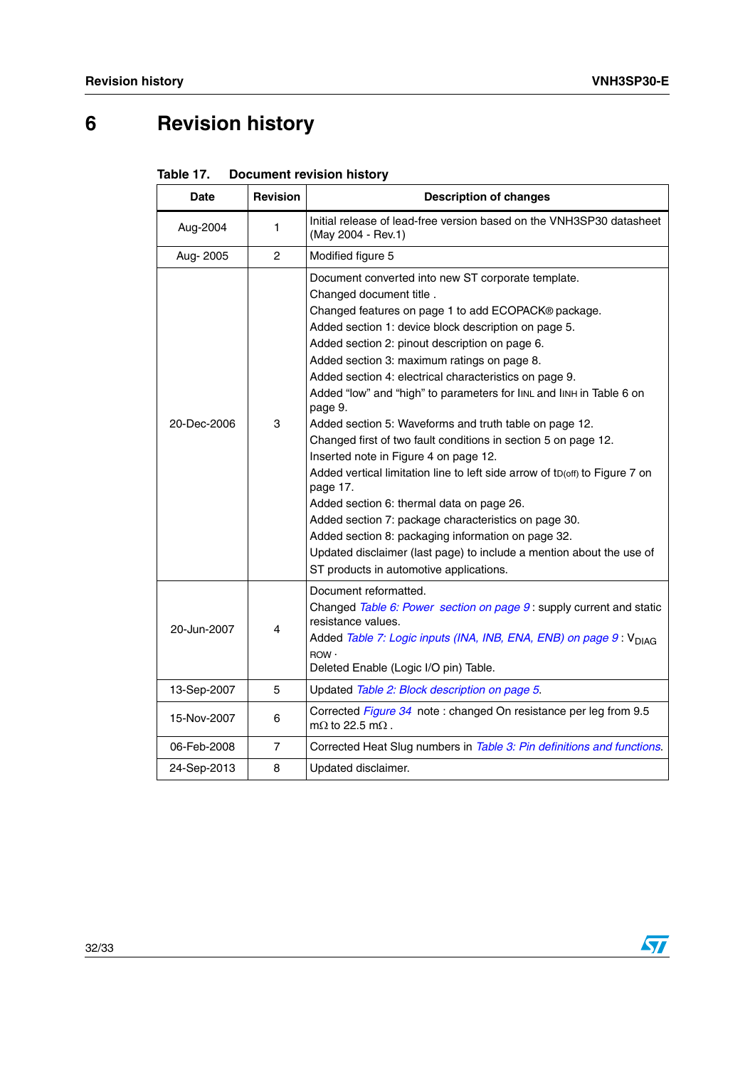# 6 Revision history

**Table 17. Document revision history**

| Date | Revision | Description of changes |
|---|---|---|
| Aug-2004 | 1 | Initial release of lead-free version based on the VNH3SP30 datasheet (May 2004 - Rev.1) |
| Aug- 2005 | 2 | Modified figure 5 |
| 20-Dec-2006 | 3 | Document converted into new ST corporate template.<br>Changed document title .<br>Changed features on page 1 to add ECOPACK® package.<br>Added section 1: device block description on page 5.<br>Added section 2: pinout description on page 6.<br>Added section 3: maximum ratings on page 8.<br>Added section 4: electrical characteristics on page 9.<br>Added “low” and “high” to parameters for $I_{INL}$ and $I_{INH}$ in Table 6 on page 9.<br>Added section 5: Waveforms and truth table on page 12.<br>Changed first of two fault conditions in section 5 on page 12.<br>Inserted note in Figure 4 on page 12.<br>Added vertical limitation line to left side arrow of $t_{D(off)}$ to Figure 7 on page 17.<br>Added section 6: thermal data on page 26.<br>Added section 7: package characteristics on page 30.<br>Added section 8: packaging information on page 32.<br>Updated disclaimer (last page) to include a mention about the use of ST products in automotive applications. |
| 20-Jun-2007 | 4 | Document reformatted.<br>Changed *Table 6: Power section on page 9* : supply current and static resistance values.<br>Added *Table 7: Logic inputs (INA, INB, ENA, ENB) on page 9* : $V_{DIAG}$ ROW .<br>Deleted Enable (Logic I/O pin) Table. |
| 13-Sep-2007 | 5 | Updated *Table 2: Block description on page 5*. |
| 15-Nov-2007 | 6 | Corrected *Figure 34* note : changed On resistance per leg from 9.5 mΩ to 22.5 mΩ . |
| 06-Feb-2008 | 7 | Corrected Heat Slug numbers in *Table 3: Pin definitions and functions*. |
| 24-Sep-2013 | 8 | Updated disclaimer. |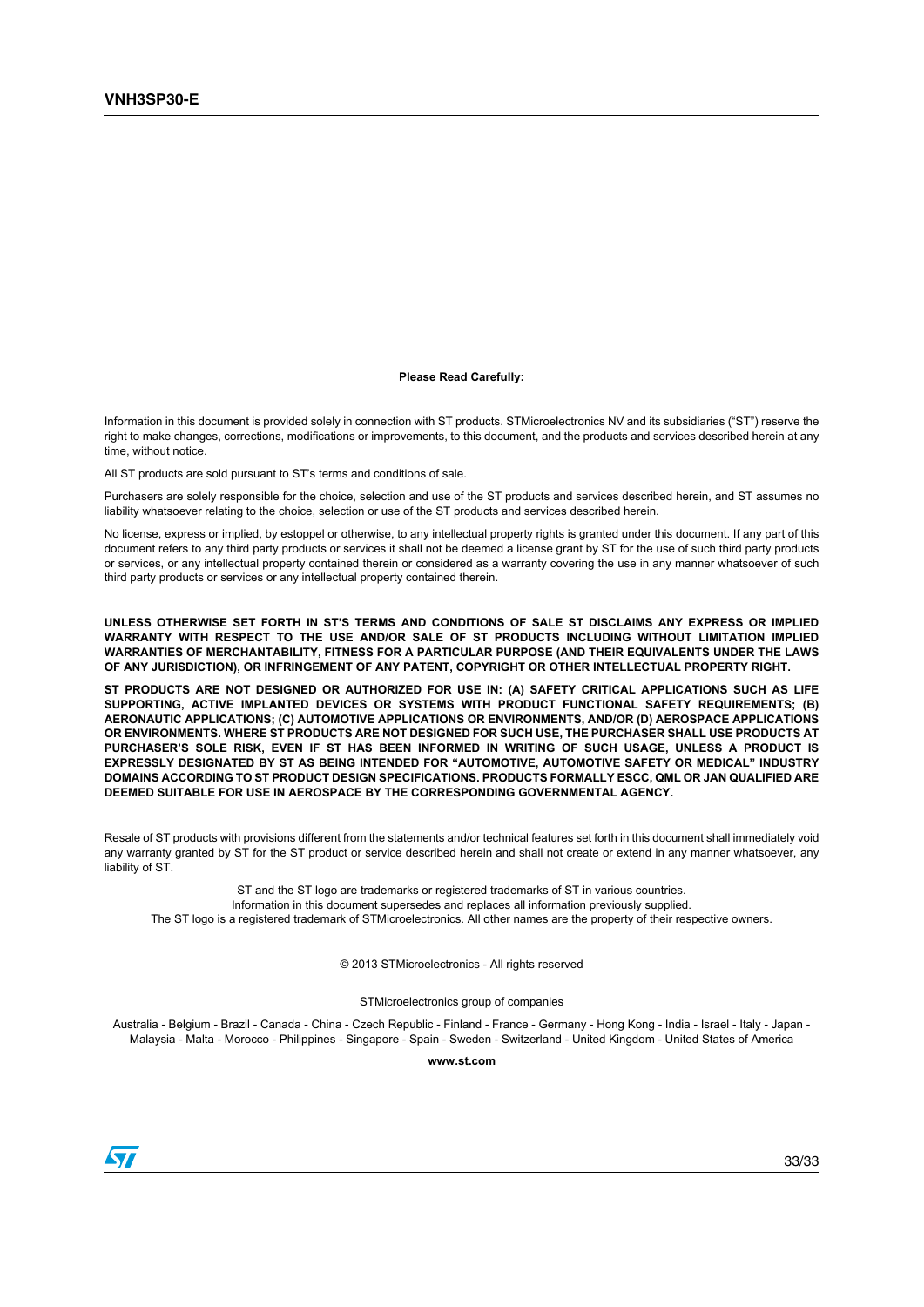**Please Read Carefully:**

Information in this document is provided solely in connection with ST products. STMicroelectronics NV and its subsidiaries (“ST”) reserve the right to make changes, corrections, modifications or improvements, to this document, and the products and services described herein at any time, without notice.

All ST products are sold pursuant to ST’s terms and conditions of sale.

Purchasers are solely responsible for the choice, selection and use of the ST products and services described herein, and ST assumes no liability whatsoever relating to the choice, selection or use of the ST products and services described herein.

No license, express or implied, by estoppel or otherwise, to any intellectual property rights is granted under this document. If any part of this document refers to any third party products or services it shall not be deemed a license grant by ST for the use of such third party products or services, or any intellectual property contained therein or considered as a warranty covering the use in any manner whatsoever of such third party products or services or any intellectual property contained therein.

**UNLESS OTHERWISE SET FORTH IN ST’S TERMS AND CONDITIONS OF SALE ST DISCLAIMS ANY EXPRESS OR IMPLIED WARRANTY WITH RESPECT TO THE USE AND/OR SALE OF ST PRODUCTS INCLUDING WITHOUT LIMITATION IMPLIED WARRANTIES OF MERCHANTABILITY, FITNESS FOR A PARTICULAR PURPOSE (AND THEIR EQUIVALENTS UNDER THE LAWS OF ANY JURISDICTION), OR INFRINGEMENT OF ANY PATENT, COPYRIGHT OR OTHER INTELLECTUAL PROPERTY RIGHT.**

**ST PRODUCTS ARE NOT DESIGNED OR AUTHORIZED FOR USE IN: (A) SAFETY CRITICAL APPLICATIONS SUCH AS LIFE SUPPORTING, ACTIVE IMPLANTED DEVICES OR SYSTEMS WITH PRODUCT FUNCTIONAL SAFETY REQUIREMENTS; (B) AERONAUTIC APPLICATIONS; (C) AUTOMOTIVE APPLICATIONS OR ENVIRONMENTS, AND/OR (D) AEROSPACE APPLICATIONS OR ENVIRONMENTS. WHERE ST PRODUCTS ARE NOT DESIGNED FOR SUCH USE, THE PURCHASER SHALL USE PRODUCTS AT PURCHASER’S SOLE RISK, EVEN IF ST HAS BEEN INFORMED IN WRITING OF SUCH USAGE, UNLESS A PRODUCT IS EXPRESSLY DESIGNATED BY ST AS BEING INTENDED FOR “AUTOMOTIVE, AUTOMOTIVE SAFETY OR MEDICAL” INDUSTRY DOMAINS ACCORDING TO ST PRODUCT DESIGN SPECIFICATIONS. PRODUCTS FORMALLY ESCC, QML OR JAN QUALIFIED ARE DEEMED SUITABLE FOR USE IN AEROSPACE BY THE CORRESPONDING GOVERNMENTAL AGENCY.**

Resale of ST products with provisions different from the statements and/or technical features set forth in this document shall immediately void any warranty granted by ST for the ST product or service described herein and shall not create or extend in any manner whatsoever, any liability of ST.

ST and the ST logo are trademarks or registered trademarks of ST in various countries.
Information in this document supersedes and replaces all information previously supplied.
The ST logo is a registered trademark of STMicroelectronics. All other names are the property of their respective owners.

© 2013 STMicroelectronics - All rights reserved

STMicroelectronics group of companies

Australia - Belgium - Brazil - Canada - China - Czech Republic - Finland - France - Germany - Hong Kong - India - Israel - Italy - Japan - Malaysia - Malta - Morocco - Philippines - Singapore - Spain - Sweden - Switzerland - United Kingdom - United States of America

**www.st.com**